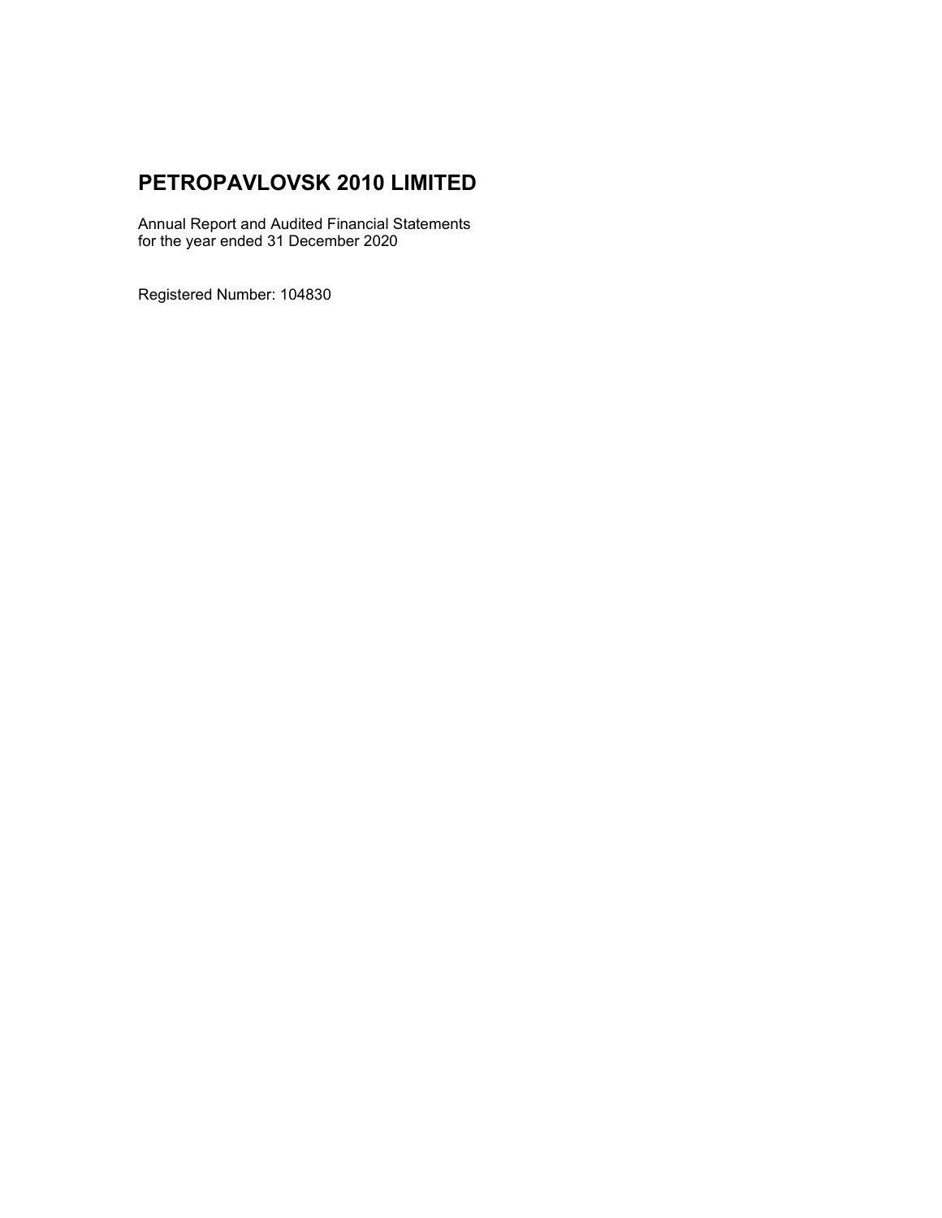# PETROPAVLOVSK 2010 LIMITED

Annual Report and Audited Financial Statements
for the year ended 31 December 2020

Registered Number: 104830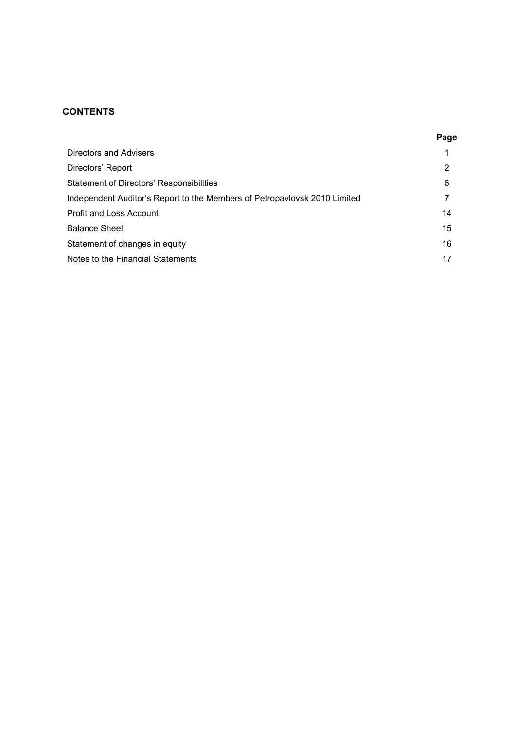## CONTENTS

| | Page |
|---|---|
| Directors and Advisers | 1 |
| Directors' Report | 2 |
| Statement of Directors' Responsibilities | 6 |
| Independent Auditor's Report to the Members of Petropavlovsk 2010 Limited | 7 |
| Profit and Loss Account | 14 |
| Balance Sheet | 15 |
| Statement of changes in equity | 16 |
| Notes to the Financial Statements | 17 |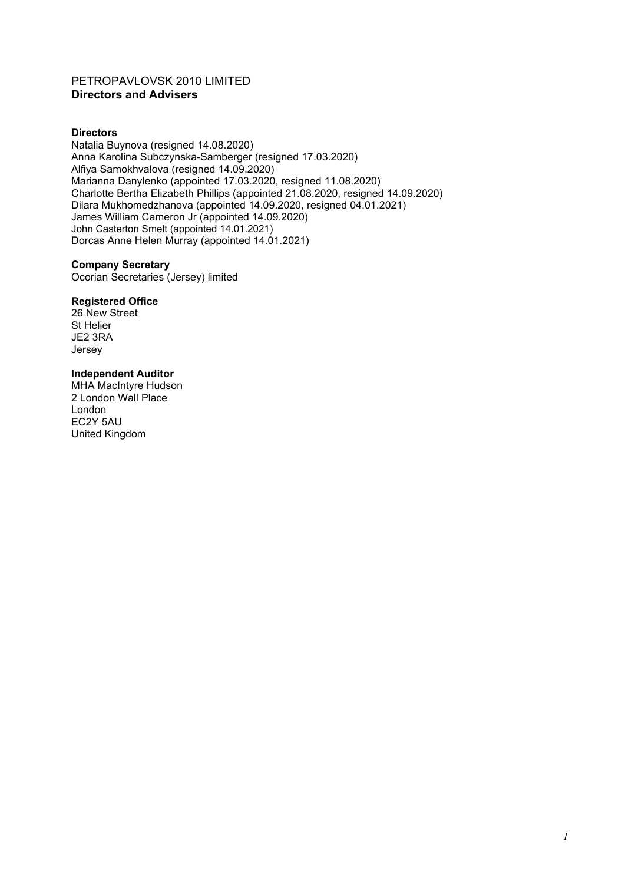# PETROPAVLOVSK 2010 LIMITED
## Directors and Advisers

**Directors**
Natalia Buynova (resigned 14.08.2020)
Anna Karolina Subczynska-Samberger (resigned 17.03.2020)
Alfiya Samokhvalova (resigned 14.09.2020)
Marianna Danylenko (appointed 17.03.2020, resigned 11.08.2020)
Charlotte Bertha Elizabeth Phillips (appointed 21.08.2020, resigned 14.09.2020)
Dilara Mukhomedzhanova (appointed 14.09.2020, resigned 04.01.2021)
James William Cameron Jr (appointed 14.09.2020)
John Casterton Smelt (appointed 14.01.2021)
Dorcas Anne Helen Murray (appointed 14.01.2021)

**Company Secretary**
Ocorian Secretaries (Jersey) limited

**Registered Office**
26 New Street
St Helier
JE2 3RA
Jersey

**Independent Auditor**
MHA MacIntyre Hudson
2 London Wall Place
London
EC2Y 5AU
United Kingdom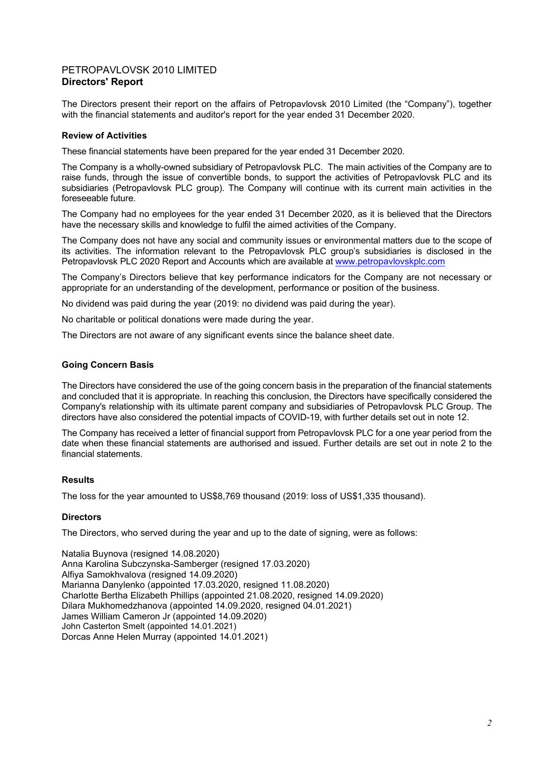# PETROPAVLOVSK 2010 LIMITED
## Directors' Report

The Directors present their report on the affairs of Petropavlovsk 2010 Limited (the "Company"), together with the financial statements and auditor's report for the year ended 31 December 2020.

### Review of Activities

These financial statements have been prepared for the year ended 31 December 2020.

The Company is a wholly-owned subsidiary of Petropavlovsk PLC. The main activities of the Company are to raise funds, through the issue of convertible bonds, to support the activities of Petropavlovsk PLC and its subsidiaries (Petropavlovsk PLC group). The Company will continue with its current main activities in the foreseeable future.

The Company had no employees for the year ended 31 December 2020, as it is believed that the Directors have the necessary skills and knowledge to fulfil the aimed activities of the Company.

The Company does not have any social and community issues or environmental matters due to the scope of its activities. The information relevant to the Petropavlovsk PLC group's subsidiaries is disclosed in the Petropavlovsk PLC 2020 Report and Accounts which are available at www.petropavlovskplc.com

The Company's Directors believe that key performance indicators for the Company are not necessary or appropriate for an understanding of the development, performance or position of the business.

No dividend was paid during the year (2019: no dividend was paid during the year).

No charitable or political donations were made during the year.

The Directors are not aware of any significant events since the balance sheet date.

### Going Concern Basis

The Directors have considered the use of the going concern basis in the preparation of the financial statements and concluded that it is appropriate. In reaching this conclusion, the Directors have specifically considered the Company's relationship with its ultimate parent company and subsidiaries of Petropavlovsk PLC Group. The directors have also considered the potential impacts of COVID-19, with further details set out in note 12.

The Company has received a letter of financial support from Petropavlovsk PLC for a one year period from the date when these financial statements are authorised and issued. Further details are set out in note 2 to the financial statements.

### Results

The loss for the year amounted to US$8,769 thousand (2019: loss of US$1,335 thousand).

### Directors

The Directors, who served during the year and up to the date of signing, were as follows:

Natalia Buynova (resigned 14.08.2020)
Anna Karolina Subczynska-Samberger (resigned 17.03.2020)
Alfiya Samokhvalova (resigned 14.09.2020)
Marianna Danylenko (appointed 17.03.2020, resigned 11.08.2020)
Charlotte Bertha Elizabeth Phillips (appointed 21.08.2020, resigned 14.09.2020)
Dilara Mukhomedzhanova (appointed 14.09.2020, resigned 04.01.2021)
James William Cameron Jr (appointed 14.09.2020)
John Casterton Smelt (appointed 14.01.2021)
Dorcas Anne Helen Murray (appointed 14.01.2021)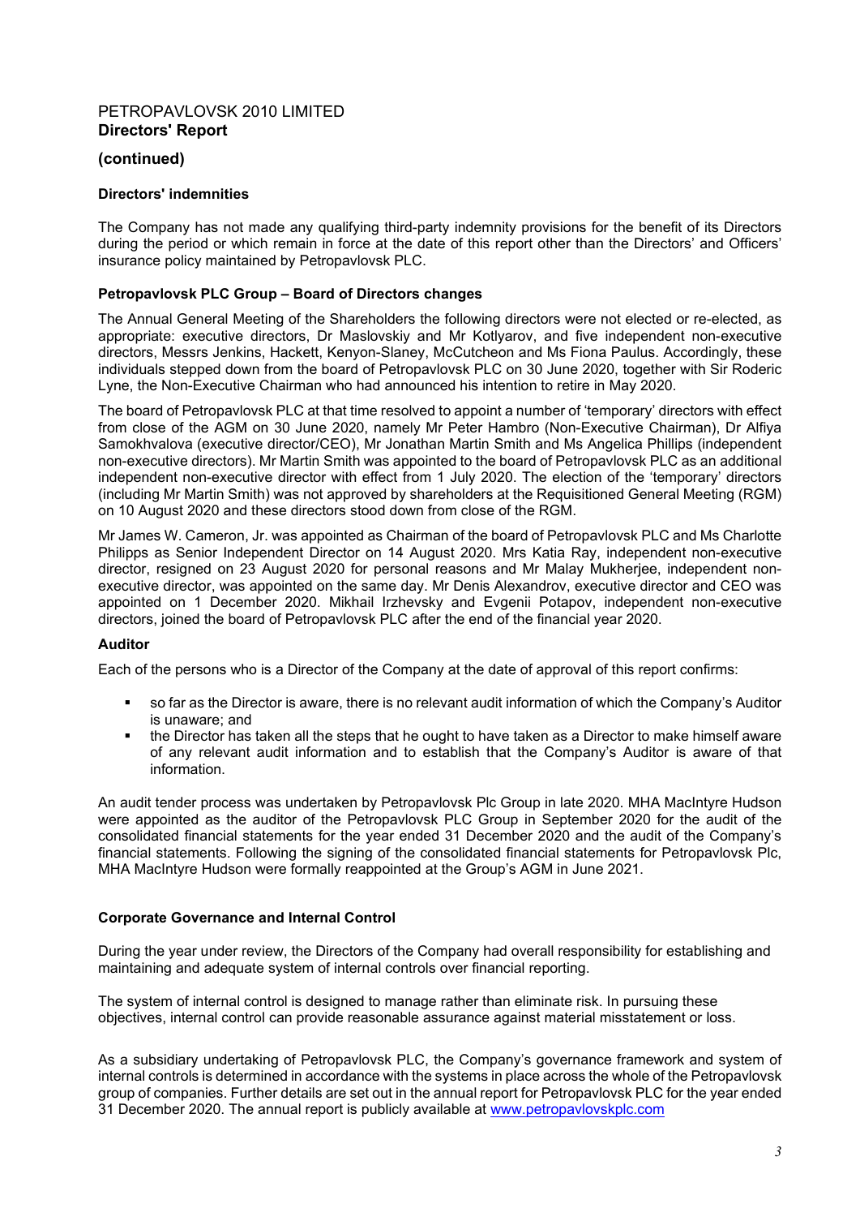# PETROPAVLOVSK 2010 LIMITED
**Directors' Report**

## (continued)

### Directors' indemnities

The Company has not made any qualifying third-party indemnity provisions for the benefit of its Directors during the period or which remain in force at the date of this report other than the Directors' and Officers' insurance policy maintained by Petropavlovsk PLC.

### Petropavlovsk PLC Group – Board of Directors changes

The Annual General Meeting of the Shareholders the following directors were not elected or re-elected, as appropriate: executive directors, Dr Maslovskiy and Mr Kotlyarov, and five independent non-executive directors, Messrs Jenkins, Hackett, Kenyon-Slaney, McCutcheon and Ms Fiona Paulus. Accordingly, these individuals stepped down from the board of Petropavlovsk PLC on 30 June 2020, together with Sir Roderic Lyne, the Non-Executive Chairman who had announced his intention to retire in May 2020.

The board of Petropavlovsk PLC at that time resolved to appoint a number of 'temporary' directors with effect from close of the AGM on 30 June 2020, namely Mr Peter Hambro (Non-Executive Chairman), Dr Alfiya Samokhvalova (executive director/CEO), Mr Jonathan Martin Smith and Ms Angelica Phillips (independent non-executive directors). Mr Martin Smith was appointed to the board of Petropavlovsk PLC as an additional independent non-executive director with effect from 1 July 2020. The election of the 'temporary' directors (including Mr Martin Smith) was not approved by shareholders at the Requisitioned General Meeting (RGM) on 10 August 2020 and these directors stood down from close of the RGM.

Mr James W. Cameron, Jr. was appointed as Chairman of the board of Petropavlovsk PLC and Ms Charlotte Philipps as Senior Independent Director on 14 August 2020. Mrs Katia Ray, independent non-executive director, resigned on 23 August 2020 for personal reasons and Mr Malay Mukherjee, independent non-executive director, was appointed on the same day. Mr Denis Alexandrov, executive director and CEO was appointed on 1 December 2020. Mikhail Irzhevsky and Evgenii Potapov, independent non-executive directors, joined the board of Petropavlovsk PLC after the end of the financial year 2020.

### Auditor

Each of the persons who is a Director of the Company at the date of approval of this report confirms:

- so far as the Director is aware, there is no relevant audit information of which the Company's Auditor is unaware; and
- the Director has taken all the steps that he ought to have taken as a Director to make himself aware of any relevant audit information and to establish that the Company's Auditor is aware of that information.

An audit tender process was undertaken by Petropavlovsk Plc Group in late 2020. MHA MacIntyre Hudson were appointed as the auditor of the Petropavlovsk PLC Group in September 2020 for the audit of the consolidated financial statements for the year ended 31 December 2020 and the audit of the Company's financial statements. Following the signing of the consolidated financial statements for Petropavlovsk Plc, MHA MacIntyre Hudson were formally reappointed at the Group's AGM in June 2021.

### Corporate Governance and Internal Control

During the year under review, the Directors of the Company had overall responsibility for establishing and maintaining and adequate system of internal controls over financial reporting.

The system of internal control is designed to manage rather than eliminate risk. In pursuing these objectives, internal control can provide reasonable assurance against material misstatement or loss.

As a subsidiary undertaking of Petropavlovsk PLC, the Company's governance framework and system of internal controls is determined in accordance with the systems in place across the whole of the Petropavlovsk group of companies. Further details are set out in the annual report for Petropavlovsk PLC for the year ended 31 December 2020. The annual report is publicly available at www.petropavlovskplc.com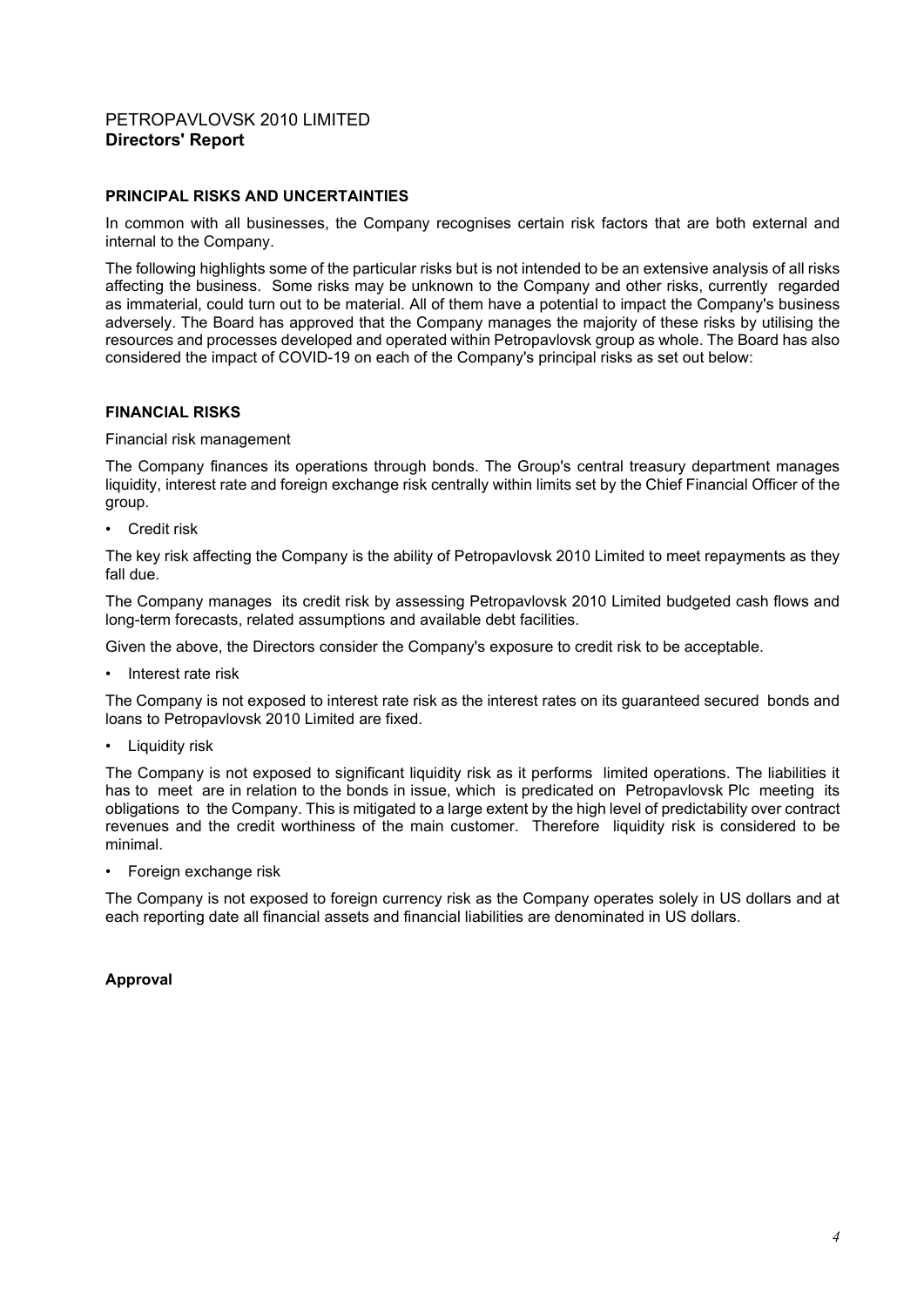PETROPAVLOVSK 2010 LIMITED
**Directors' Report**

**PRINCIPAL RISKS AND UNCERTAINTIES**

In common with all businesses, the Company recognises certain risk factors that are both external and internal to the Company.

The following highlights some of the particular risks but is not intended to be an extensive analysis of all risks affecting the business. Some risks may be unknown to the Company and other risks, currently regarded as immaterial, could turn out to be material. All of them have a potential to impact the Company's business adversely. The Board has approved that the Company manages the majority of these risks by utilising the resources and processes developed and operated within Petropavlovsk group as whole. The Board has also considered the impact of COVID-19 on each of the Company's principal risks as set out below:

**FINANCIAL RISKS**

Financial risk management

The Company finances its operations through bonds. The Group's central treasury department manages liquidity, interest rate and foreign exchange risk centrally within limits set by the Chief Financial Officer of the group.

- Credit risk

The key risk affecting the Company is the ability of Petropavlovsk 2010 Limited to meet repayments as they fall due.

The Company manages its credit risk by assessing Petropavlovsk 2010 Limited budgeted cash flows and long-term forecasts, related assumptions and available debt facilities.

Given the above, the Directors consider the Company's exposure to credit risk to be acceptable.

- Interest rate risk

The Company is not exposed to interest rate risk as the interest rates on its guaranteed secured bonds and loans to Petropavlovsk 2010 Limited are fixed.

- Liquidity risk

The Company is not exposed to significant liquidity risk as it performs limited operations. The liabilities it has to meet are in relation to the bonds in issue, which is predicated on Petropavlovsk Plc meeting its obligations to the Company. This is mitigated to a large extent by the high level of predictability over contract revenues and the credit worthiness of the main customer. Therefore liquidity risk is considered to be minimal.

- Foreign exchange risk

The Company is not exposed to foreign currency risk as the Company operates solely in US dollars and at each reporting date all financial assets and financial liabilities are denominated in US dollars.

**Approval**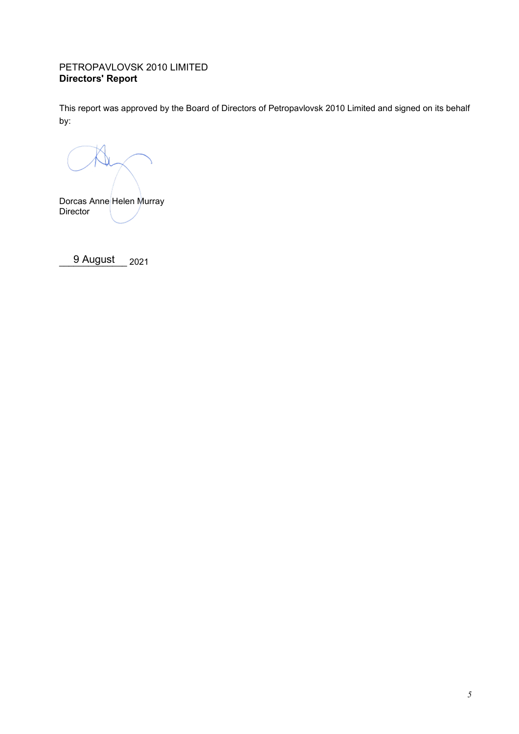PETROPAVLOVSK 2010 LIMITED
**Directors' Report**

This report was approved by the Board of Directors of Petropavlovsk 2010 Limited and signed on its behalf by:

Dorcas Anne Helen Murray
Director

9 August 2021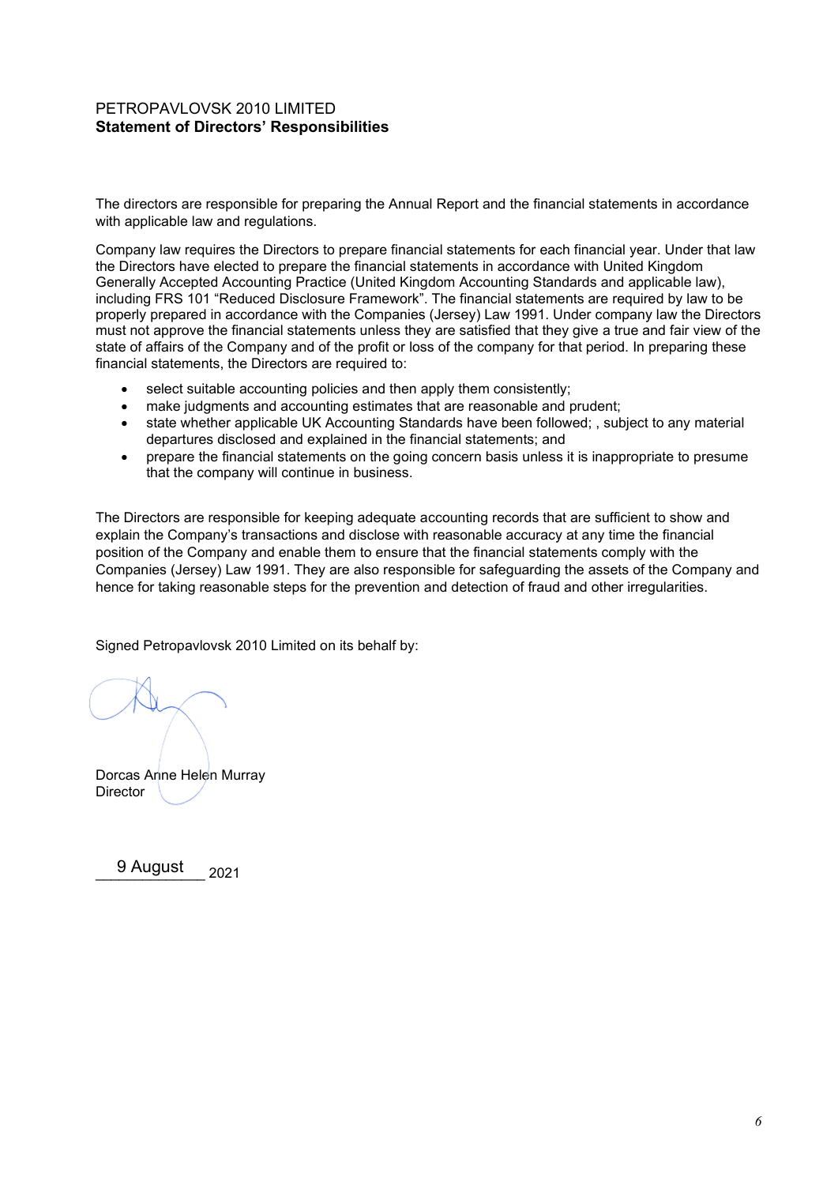PETROPAVLOVSK 2010 LIMITED
**Statement of Directors' Responsibilities**

The directors are responsible for preparing the Annual Report and the financial statements in accordance with applicable law and regulations.

Company law requires the Directors to prepare financial statements for each financial year. Under that law the Directors have elected to prepare the financial statements in accordance with United Kingdom Generally Accepted Accounting Practice (United Kingdom Accounting Standards and applicable law), including FRS 101 "Reduced Disclosure Framework". The financial statements are required by law to be properly prepared in accordance with the Companies (Jersey) Law 1991. Under company law the Directors must not approve the financial statements unless they are satisfied that they give a true and fair view of the state of affairs of the Company and of the profit or loss of the company for that period. In preparing these financial statements, the Directors are required to:

- select suitable accounting policies and then apply them consistently;
- make judgments and accounting estimates that are reasonable and prudent;
- state whether applicable UK Accounting Standards have been followed; , subject to any material departures disclosed and explained in the financial statements; and
- prepare the financial statements on the going concern basis unless it is inappropriate to presume that the company will continue in business.

The Directors are responsible for keeping adequate accounting records that are sufficient to show and explain the Company's transactions and disclose with reasonable accuracy at any time the financial position of the Company and enable them to ensure that the financial statements comply with the Companies (Jersey) Law 1991. They are also responsible for safeguarding the assets of the Company and hence for taking reasonable steps for the prevention and detection of fraud and other irregularities.

Signed Petropavlovsk 2010 Limited on its behalf by:

Dorcas Anne Helen Murray
Director

9 August 2021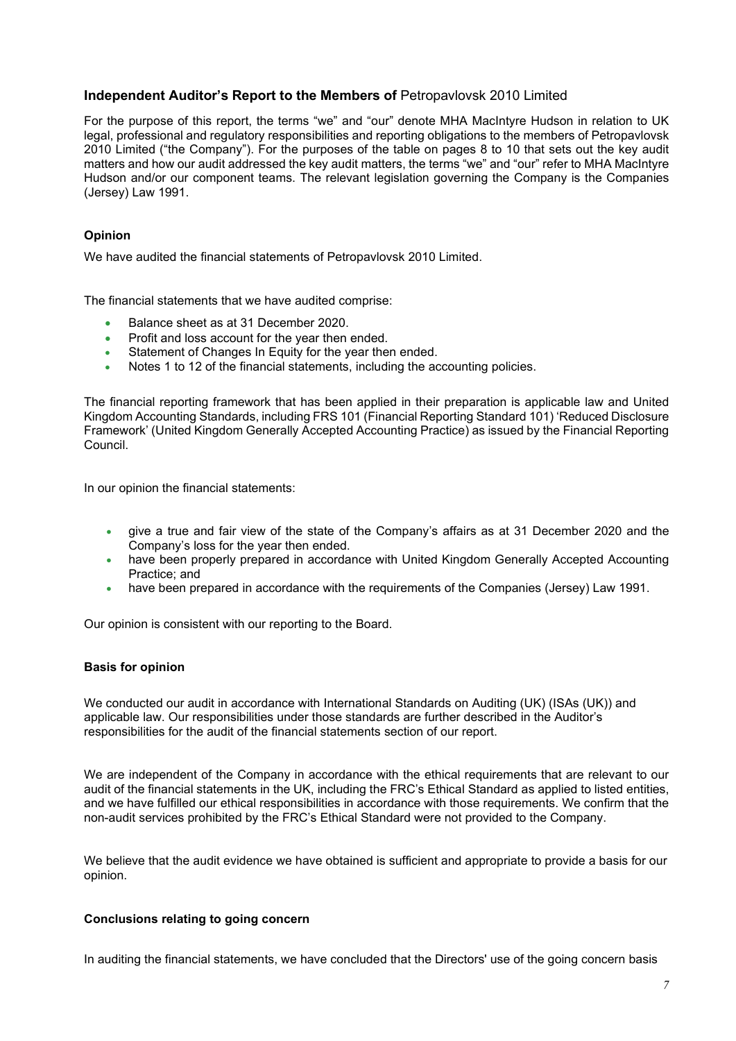## Independent Auditor's Report to the Members of Petropavlovsk 2010 Limited

For the purpose of this report, the terms "we" and "our" denote MHA MacIntyre Hudson in relation to UK legal, professional and regulatory responsibilities and reporting obligations to the members of Petropavlovsk 2010 Limited ("the Company"). For the purposes of the table on pages 8 to 10 that sets out the key audit matters and how our audit addressed the key audit matters, the terms "we" and "our" refer to MHA MacIntyre Hudson and/or our component teams. The relevant legislation governing the Company is the Companies (Jersey) Law 1991.

### Opinion

We have audited the financial statements of Petropavlovsk 2010 Limited.

The financial statements that we have audited comprise:

- Balance sheet as at 31 December 2020.
- Profit and loss account for the year then ended.
- Statement of Changes In Equity for the year then ended.
- Notes 1 to 12 of the financial statements, including the accounting policies.

The financial reporting framework that has been applied in their preparation is applicable law and United Kingdom Accounting Standards, including FRS 101 (Financial Reporting Standard 101) 'Reduced Disclosure Framework' (United Kingdom Generally Accepted Accounting Practice) as issued by the Financial Reporting Council.

In our opinion the financial statements:

- give a true and fair view of the state of the Company's affairs as at 31 December 2020 and the Company's loss for the year then ended.
- have been properly prepared in accordance with United Kingdom Generally Accepted Accounting Practice; and
- have been prepared in accordance with the requirements of the Companies (Jersey) Law 1991.

Our opinion is consistent with our reporting to the Board.

### Basis for opinion

We conducted our audit in accordance with International Standards on Auditing (UK) (ISAs (UK)) and applicable law. Our responsibilities under those standards are further described in the Auditor's responsibilities for the audit of the financial statements section of our report.

We are independent of the Company in accordance with the ethical requirements that are relevant to our audit of the financial statements in the UK, including the FRC's Ethical Standard as applied to listed entities, and we have fulfilled our ethical responsibilities in accordance with those requirements. We confirm that the non-audit services prohibited by the FRC's Ethical Standard were not provided to the Company.

We believe that the audit evidence we have obtained is sufficient and appropriate to provide a basis for our opinion.

### Conclusions relating to going concern

In auditing the financial statements, we have concluded that the Directors' use of the going concern basis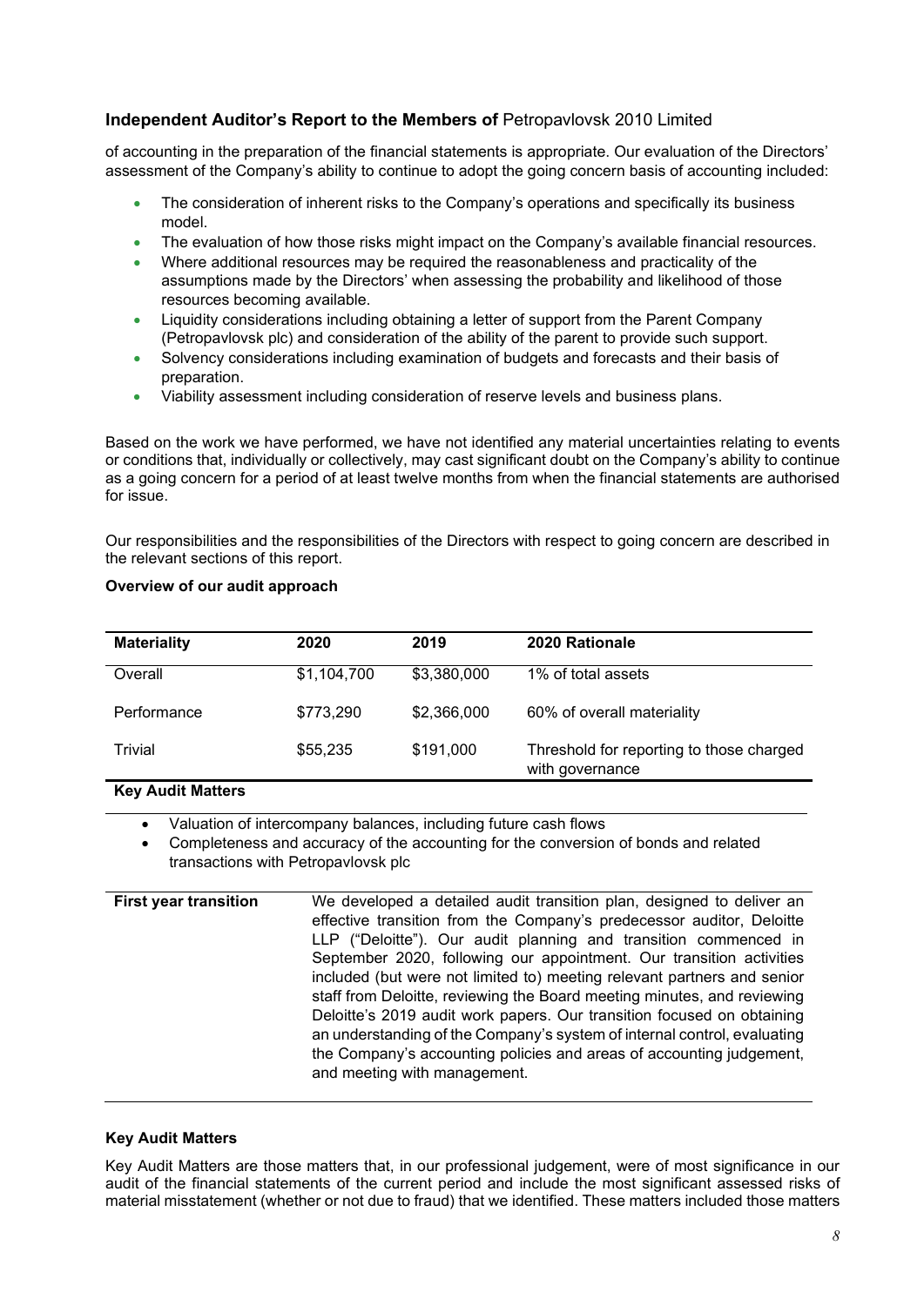## Independent Auditor's Report to the Members of Petropavlovsk 2010 Limited

of accounting in the preparation of the financial statements is appropriate. Our evaluation of the Directors' assessment of the Company's ability to continue to adopt the going concern basis of accounting included:

- The consideration of inherent risks to the Company's operations and specifically its business model.
- The evaluation of how those risks might impact on the Company's available financial resources.
- Where additional resources may be required the reasonableness and practicality of the assumptions made by the Directors' when assessing the probability and likelihood of those resources becoming available.
- Liquidity considerations including obtaining a letter of support from the Parent Company (Petropavlovsk plc) and consideration of the ability of the parent to provide such support.
- Solvency considerations including examination of budgets and forecasts and their basis of preparation.
- Viability assessment including consideration of reserve levels and business plans.

Based on the work we have performed, we have not identified any material uncertainties relating to events or conditions that, individually or collectively, may cast significant doubt on the Company's ability to continue as a going concern for a period of at least twelve months from when the financial statements are authorised for issue.

Our responsibilities and the responsibilities of the Directors with respect to going concern are described in the relevant sections of this report.

**Overview of our audit approach**

| **Materiality** | **2020** | **2019** | **2020 Rationale** |
|---|---|---|---|
| Overall | $1,104,700 | $3,380,000 | 1% of total assets |
| Performance | $773,290 | $2,366,000 | 60% of overall materiality |
| Trivial | $55,235 | $191,000 | Threshold for reporting to those charged with governance |

**Key Audit Matters**

- Valuation of intercompany balances, including future cash flows
- Completeness and accuracy of the accounting for the conversion of bonds and related transactions with Petropavlovsk plc

| | |
|---|---|
| **First year transition** | We developed a detailed audit transition plan, designed to deliver an effective transition from the Company's predecessor auditor, Deloitte LLP ("Deloitte"). Our audit planning and transition commenced in September 2020, following our appointment. Our transition activities included (but were not limited to) meeting relevant partners and senior staff from Deloitte, reviewing the Board meeting minutes, and reviewing Deloitte's 2019 audit work papers. Our transition focused on obtaining an understanding of the Company's system of internal control, evaluating the Company's accounting policies and areas of accounting judgement, and meeting with management. |

**Key Audit Matters**

Key Audit Matters are those matters that, in our professional judgement, were of most significance in our audit of the financial statements of the current period and include the most significant assessed risks of material misstatement (whether or not due to fraud) that we identified. These matters included those matters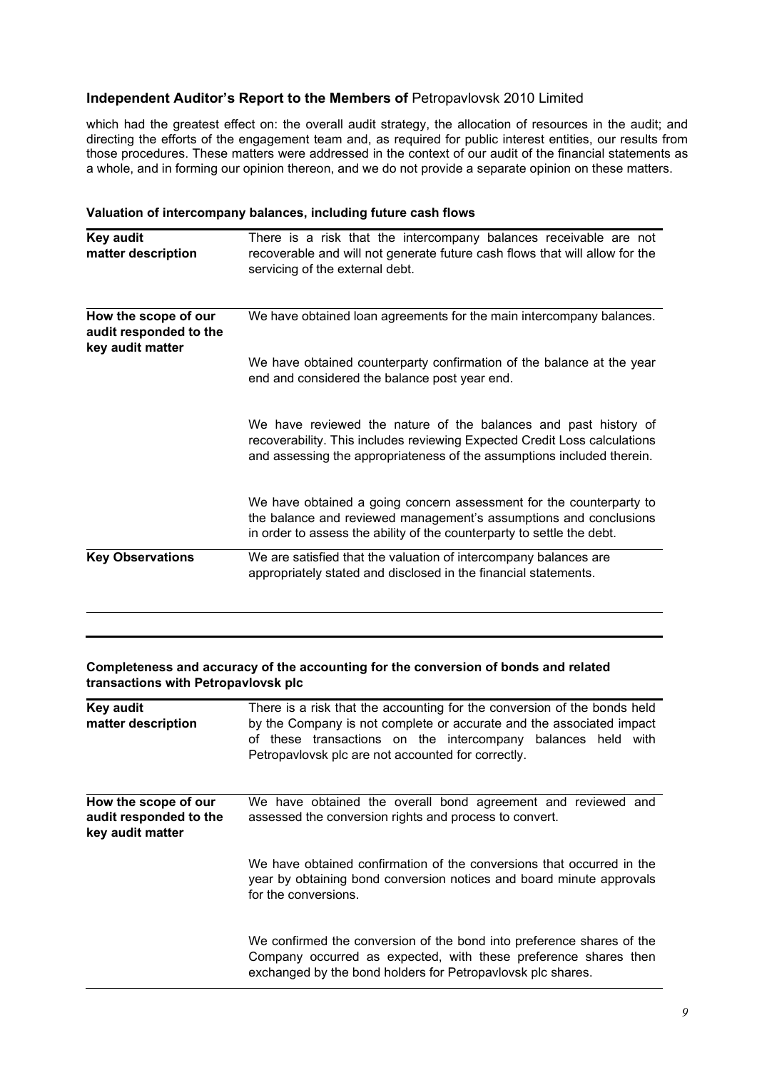## Independent Auditor's Report to the Members of Petropavlovsk 2010 Limited

which had the greatest effect on: the overall audit strategy, the allocation of resources in the audit; and directing the efforts of the engagement team and, as required for public interest entities, our results from those procedures. These matters were addressed in the context of our audit of the financial statements as a whole, and in forming our opinion thereon, and we do not provide a separate opinion on these matters.

### Valuation of intercompany balances, including future cash flows

| | |
|---|---|
| **Key audit matter description** | There is a risk that the intercompany balances receivable are not recoverable and will not generate future cash flows that will allow for the servicing of the external debt. |
| **How the scope of our audit responded to the key audit matter** | We have obtained loan agreements for the main intercompany balances.<br><br>We have obtained counterparty confirmation of the balance at the year end and considered the balance post year end.<br><br>We have reviewed the nature of the balances and past history of recoverability. This includes reviewing Expected Credit Loss calculations and assessing the appropriateness of the assumptions included therein.<br><br>We have obtained a going concern assessment for the counterparty to the balance and reviewed management's assumptions and conclusions in order to assess the ability of the counterparty to settle the debt. |
| **Key Observations** | We are satisfied that the valuation of intercompany balances are appropriately stated and disclosed in the financial statements. |

### Completeness and accuracy of the accounting for the conversion of bonds and related transactions with Petropavlovsk plc

| | |
|---|---|
| **Key audit matter description** | There is a risk that the accounting for the conversion of the bonds held by the Company is not complete or accurate and the associated impact of these transactions on the intercompany balances held with Petropavlovsk plc are not accounted for correctly. |
| **How the scope of our audit responded to the key audit matter** | We have obtained the overall bond agreement and reviewed and assessed the conversion rights and process to convert.<br><br>We have obtained confirmation of the conversions that occurred in the year by obtaining bond conversion notices and board minute approvals for the conversions.<br><br>We confirmed the conversion of the bond into preference shares of the Company occurred as expected, with these preference shares then exchanged by the bond holders for Petropavlovsk plc shares. |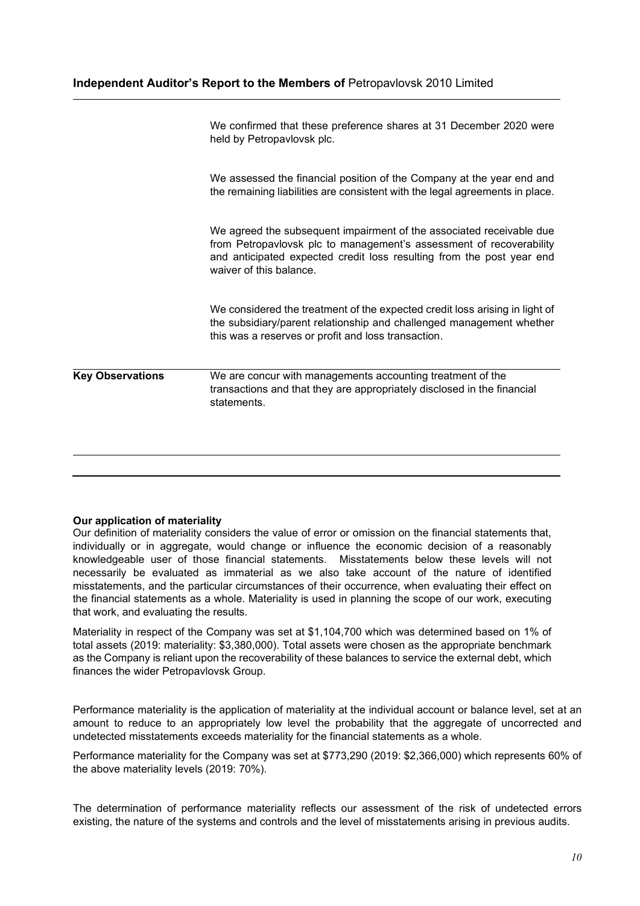| | |
|---|---|
| | We confirmed that these preference shares at 31 December 2020 were held by Petropavlovsk plc. |
| | We assessed the financial position of the Company at the year end and the remaining liabilities are consistent with the legal agreements in place. |
| | We agreed the subsequent impairment of the associated receivable due from Petropavlovsk plc to management's assessment of recoverability and anticipated expected credit loss resulting from the post year end waiver of this balance. |
| | We considered the treatment of the expected credit loss arising in light of the subsidiary/parent relationship and challenged management whether this was a reserves or profit and loss transaction. |
| **Key Observations** | We are concur with managements accounting treatment of the transactions and that they are appropriately disclosed in the financial statements. |

**Our application of materiality**

Our definition of materiality considers the value of error or omission on the financial statements that, individually or in aggregate, would change or influence the economic decision of a reasonably knowledgeable user of those financial statements. Misstatements below these levels will not necessarily be evaluated as immaterial as we also take account of the nature of identified misstatements, and the particular circumstances of their occurrence, when evaluating their effect on the financial statements as a whole. Materiality is used in planning the scope of our work, executing that work, and evaluating the results.

Materiality in respect of the Company was set at $1,104,700 which was determined based on 1% of total assets (2019: materiality: $3,380,000). Total assets were chosen as the appropriate benchmark as the Company is reliant upon the recoverability of these balances to service the external debt, which finances the wider Petropavlovsk Group.

Performance materiality is the application of materiality at the individual account or balance level, set at an amount to reduce to an appropriately low level the probability that the aggregate of uncorrected and undetected misstatements exceeds materiality for the financial statements as a whole.

Performance materiality for the Company was set at $773,290 (2019: $2,366,000) which represents 60% of the above materiality levels (2019: 70%).

The determination of performance materiality reflects our assessment of the risk of undetected errors existing, the nature of the systems and controls and the level of misstatements arising in previous audits.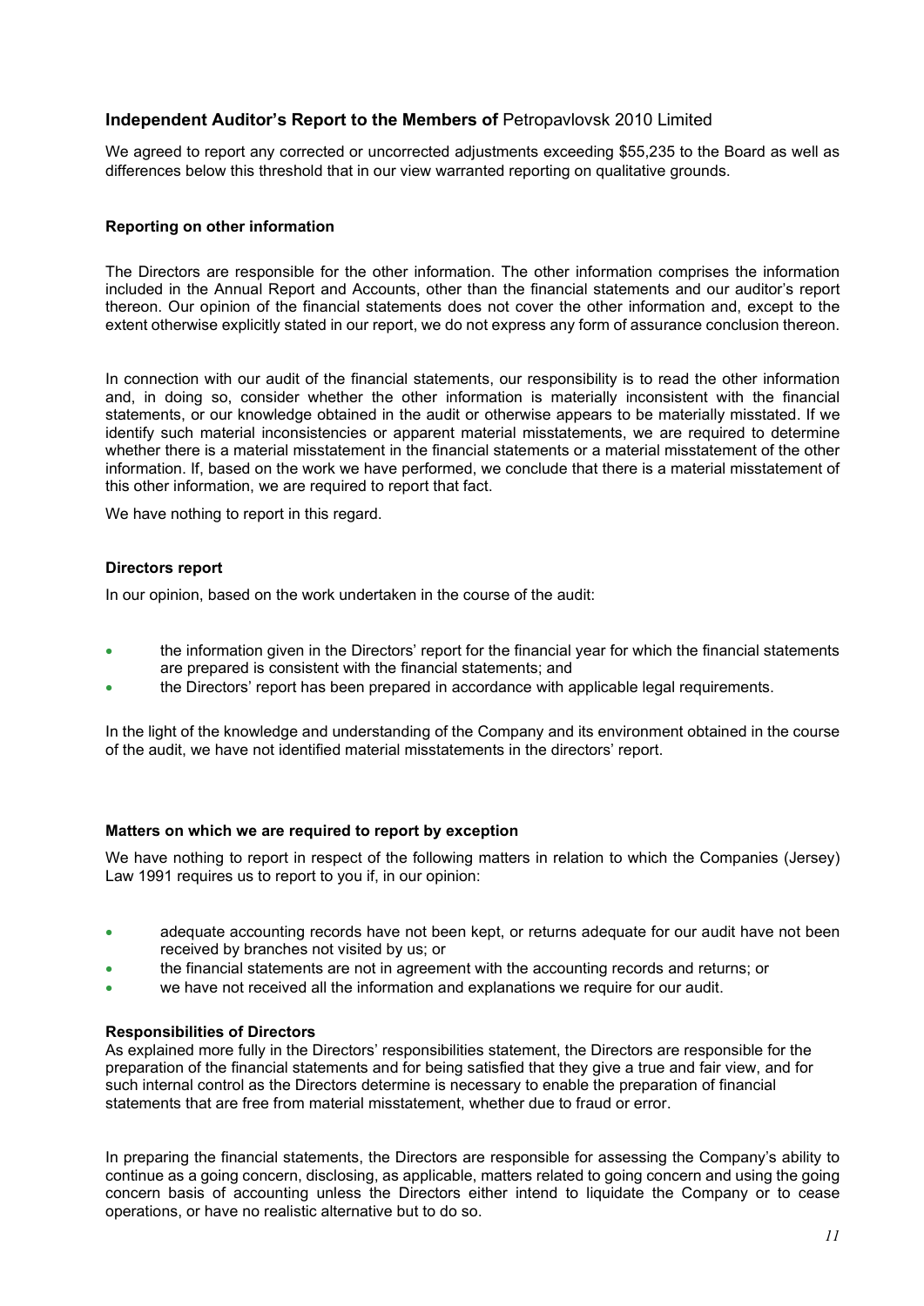## Independent Auditor's Report to the Members of Petropavlovsk 2010 Limited

We agreed to report any corrected or uncorrected adjustments exceeding $55,235 to the Board as well as differences below this threshold that in our view warranted reporting on qualitative grounds.

**Reporting on other information**

The Directors are responsible for the other information. The other information comprises the information included in the Annual Report and Accounts, other than the financial statements and our auditor's report thereon. Our opinion of the financial statements does not cover the other information and, except to the extent otherwise explicitly stated in our report, we do not express any form of assurance conclusion thereon.

In connection with our audit of the financial statements, our responsibility is to read the other information and, in doing so, consider whether the other information is materially inconsistent with the financial statements, or our knowledge obtained in the audit or otherwise appears to be materially misstated. If we identify such material inconsistencies or apparent material misstatements, we are required to determine whether there is a material misstatement in the financial statements or a material misstatement of the other information. If, based on the work we have performed, we conclude that there is a material misstatement of this other information, we are required to report that fact.

We have nothing to report in this regard.

**Directors report**

In our opinion, based on the work undertaken in the course of the audit:

- the information given in the Directors' report for the financial year for which the financial statements are prepared is consistent with the financial statements; and
- the Directors' report has been prepared in accordance with applicable legal requirements.

In the light of the knowledge and understanding of the Company and its environment obtained in the course of the audit, we have not identified material misstatements in the directors' report.

**Matters on which we are required to report by exception**

We have nothing to report in respect of the following matters in relation to which the Companies (Jersey) Law 1991 requires us to report to you if, in our opinion:

- adequate accounting records have not been kept, or returns adequate for our audit have not been received by branches not visited by us; or
- the financial statements are not in agreement with the accounting records and returns; or
- we have not received all the information and explanations we require for our audit.

**Responsibilities of Directors**

As explained more fully in the Directors' responsibilities statement, the Directors are responsible for the preparation of the financial statements and for being satisfied that they give a true and fair view, and for such internal control as the Directors determine is necessary to enable the preparation of financial statements that are free from material misstatement, whether due to fraud or error.

In preparing the financial statements, the Directors are responsible for assessing the Company's ability to continue as a going concern, disclosing, as applicable, matters related to going concern and using the going concern basis of accounting unless the Directors either intend to liquidate the Company or to cease operations, or have no realistic alternative but to do so.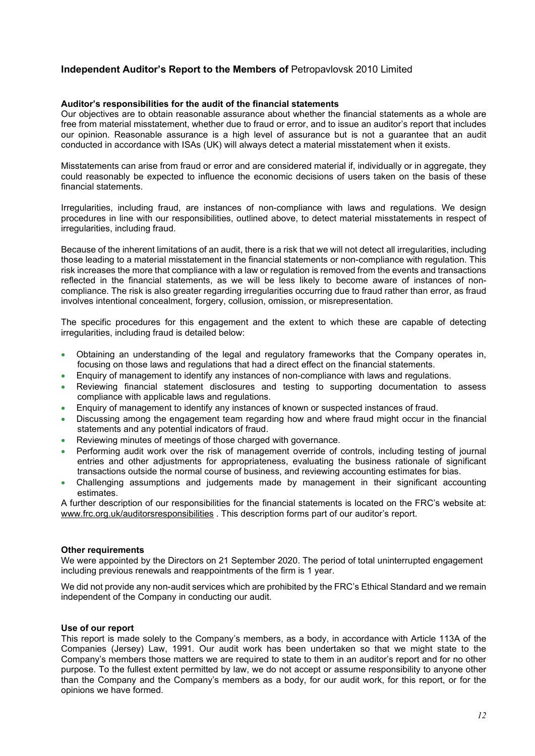## Independent Auditor's Report to the Members of Petropavlovsk 2010 Limited

**Auditor's responsibilities for the audit of the financial statements**

Our objectives are to obtain reasonable assurance about whether the financial statements as a whole are free from material misstatement, whether due to fraud or error, and to issue an auditor's report that includes our opinion. Reasonable assurance is a high level of assurance but is not a guarantee that an audit conducted in accordance with ISAs (UK) will always detect a material misstatement when it exists.

Misstatements can arise from fraud or error and are considered material if, individually or in aggregate, they could reasonably be expected to influence the economic decisions of users taken on the basis of these financial statements.

Irregularities, including fraud, are instances of non-compliance with laws and regulations. We design procedures in line with our responsibilities, outlined above, to detect material misstatements in respect of irregularities, including fraud.

Because of the inherent limitations of an audit, there is a risk that we will not detect all irregularities, including those leading to a material misstatement in the financial statements or non-compliance with regulation. This risk increases the more that compliance with a law or regulation is removed from the events and transactions reflected in the financial statements, as we will be less likely to become aware of instances of non-compliance. The risk is also greater regarding irregularities occurring due to fraud rather than error, as fraud involves intentional concealment, forgery, collusion, omission, or misrepresentation.

The specific procedures for this engagement and the extent to which these are capable of detecting irregularities, including fraud is detailed below:

- Obtaining an understanding of the legal and regulatory frameworks that the Company operates in, focusing on those laws and regulations that had a direct effect on the financial statements.
- Enquiry of management to identify any instances of non-compliance with laws and regulations.
- Reviewing financial statement disclosures and testing to supporting documentation to assess compliance with applicable laws and regulations.
- Enquiry of management to identify any instances of known or suspected instances of fraud.
- Discussing among the engagement team regarding how and where fraud might occur in the financial statements and any potential indicators of fraud.
- Reviewing minutes of meetings of those charged with governance.
- Performing audit work over the risk of management override of controls, including testing of journal entries and other adjustments for appropriateness, evaluating the business rationale of significant transactions outside the normal course of business, and reviewing accounting estimates for bias.
- Challenging assumptions and judgements made by management in their significant accounting estimates.

A further description of our responsibilities for the financial statements is located on the FRC's website at: www.frc.org.uk/auditorsresponsibilities . This description forms part of our auditor's report.

**Other requirements**

We were appointed by the Directors on 21 September 2020. The period of total uninterrupted engagement including previous renewals and reappointments of the firm is 1 year.

We did not provide any non-audit services which are prohibited by the FRC's Ethical Standard and we remain independent of the Company in conducting our audit.

**Use of our report**

This report is made solely to the Company's members, as a body, in accordance with Article 113A of the Companies (Jersey) Law, 1991. Our audit work has been undertaken so that we might state to the Company's members those matters we are required to state to them in an auditor's report and for no other purpose. To the fullest extent permitted by law, we do not accept or assume responsibility to anyone other than the Company and the Company's members as a body, for our audit work, for this report, or for the opinions we have formed.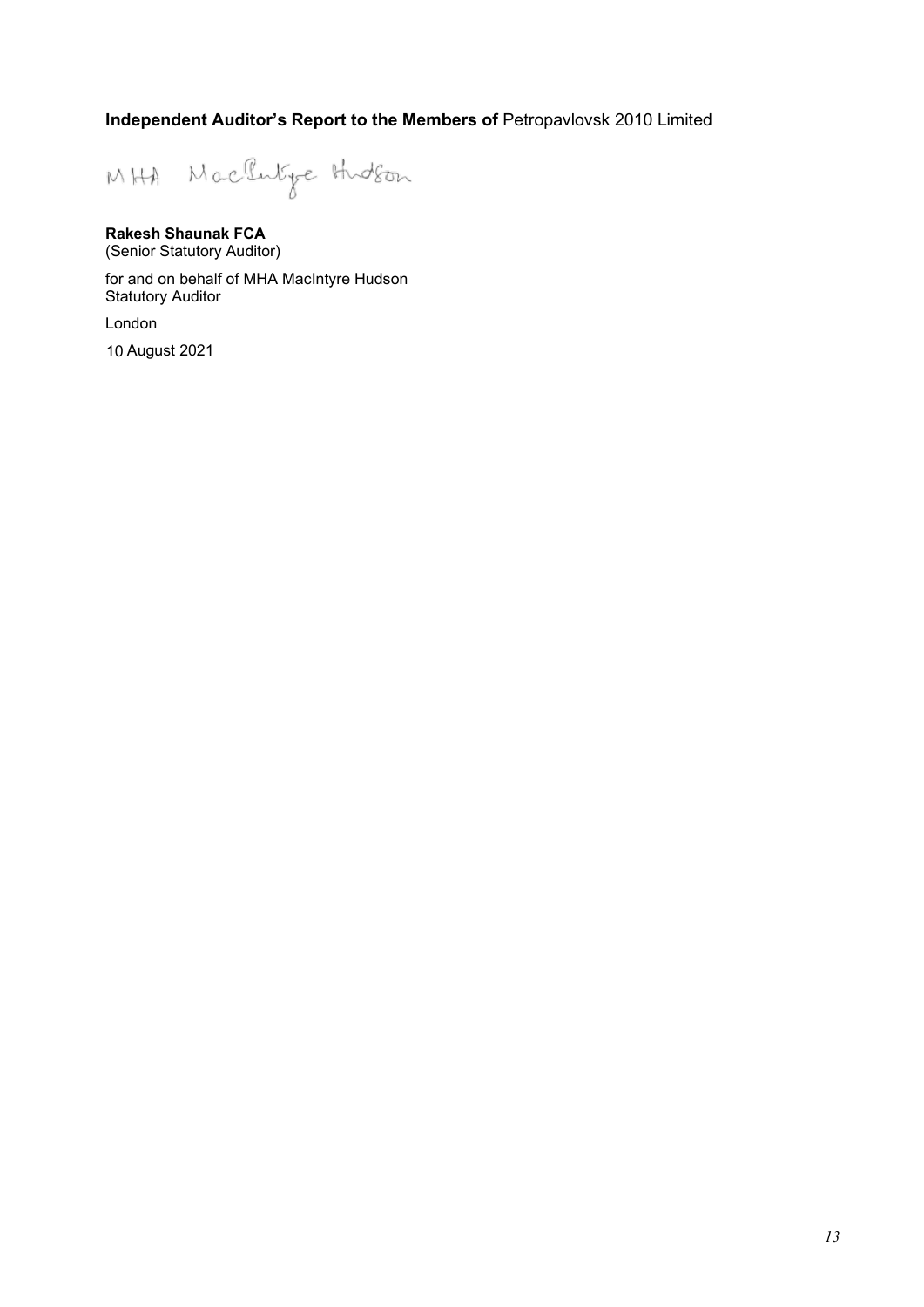**Independent Auditor's Report to the Members of** Petropavlovsk 2010 Limited

MHA MacIntyre Hudson

**Rakesh Shaunak FCA**
(Senior Statutory Auditor)

for and on behalf of MHA MacIntyre Hudson
Statutory Auditor

London

10 August 2021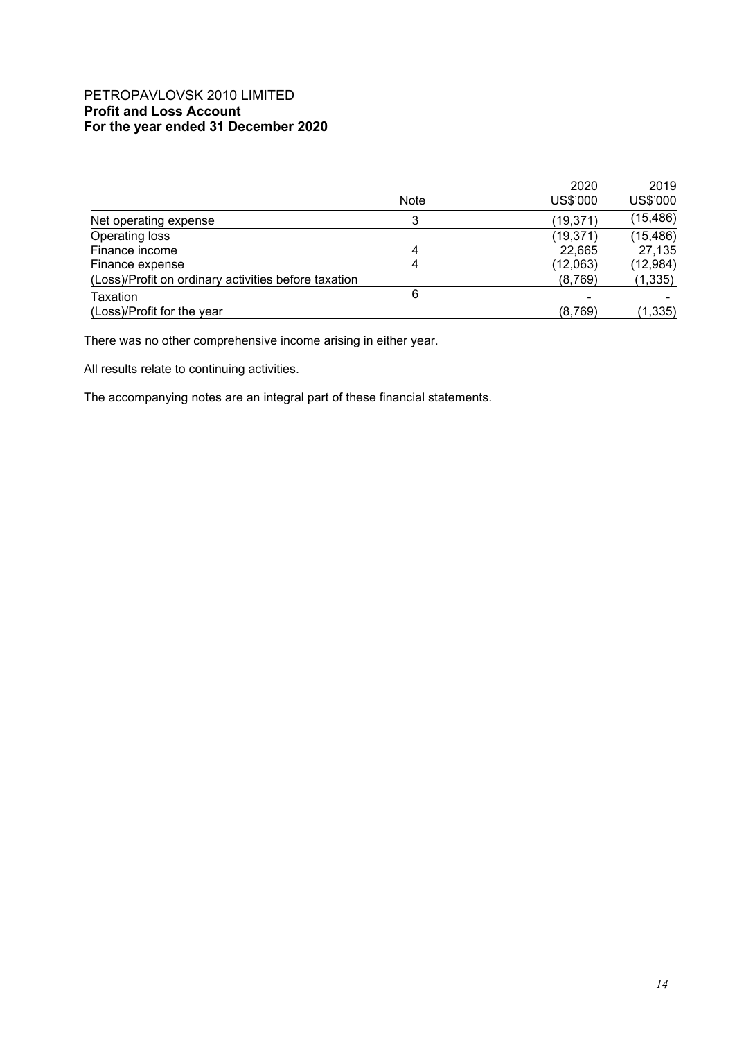PETROPAVLOVSK 2010 LIMITED
**Profit and Loss Account**
**For the year ended 31 December 2020**

| | Note | 2020<br>US$'000 | 2019<br>US$'000 |
|---|---|---|---|
| Net operating expense | 3 | (19,371) | (15,486) |
| Operating loss | | (19,371) | (15,486) |
| Finance income | 4 | 22,665 | 27,135 |
| Finance expense | 4 | (12,063) | (12,984) |
| (Loss)/Profit on ordinary activities before taxation | | (8,769) | (1,335) |
| Taxation | 6 | - | - |
| (Loss)/Profit for the year | | (8,769) | (1,335) |

There was no other comprehensive income arising in either year.

All results relate to continuing activities.

The accompanying notes are an integral part of these financial statements.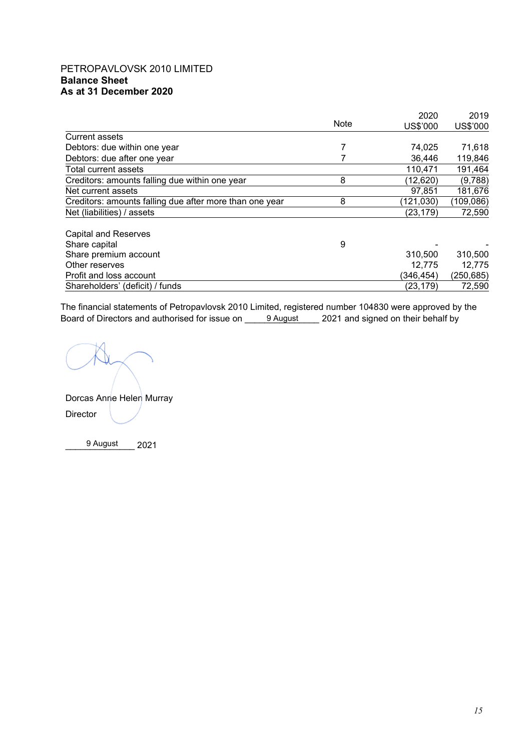PETROPAVLOVSK 2010 LIMITED
**Balance Sheet**
**As at 31 December 2020**

| | Note | 2020 US$'000 | 2019 US$'000 |
|---|---|---|---|
| Current assets | | | |
| Debtors: due within one year | 7 | 74,025 | 71,618 |
| Debtors: due after one year | 7 | 36,446 | 119,846 |
| Total current assets | | 110,471 | 191,464 |
| Creditors: amounts falling due within one year | 8 | (12,620) | (9,788) |
| Net current assets | | 97,851 | 181,676 |
| Creditors: amounts falling due after more than one year | 8 | (121,030) | (109,086) |
| Net (liabilities) / assets | | (23,179) | 72,590 |
| | | | |
| Capital and Reserves | | | |
| Share capital | 9 | - | - |
| Share premium account | | 310,500 | 310,500 |
| Other reserves | | 12,775 | 12,775 |
| Profit and loss account | | (346,454) | (250,685) |
| Shareholders' (deficit) / funds | | (23,179) | 72,590 |

The financial statements of Petropavlovsk 2010 Limited, registered number 104830 were approved by the Board of Directors and authorised for issue on 9 August 2021 and signed on their behalf by

Dorcas Anne Helen Murray

Director

9 August 2021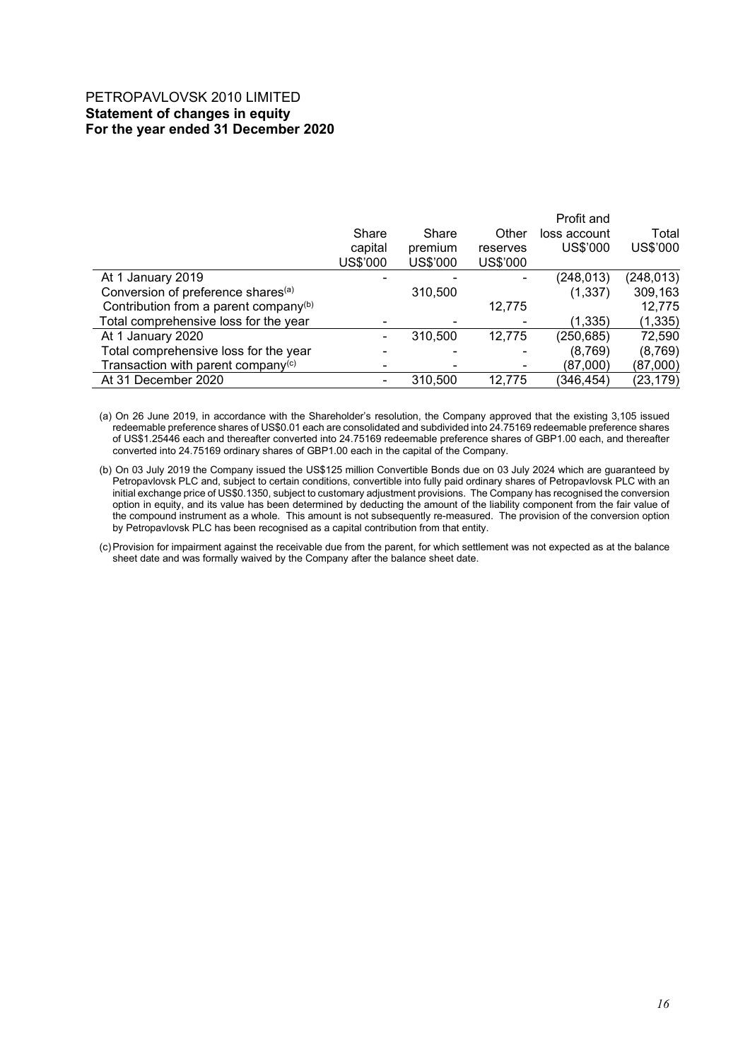PETROPAVLOVSK 2010 LIMITED
**Statement of changes in equity**
**For the year ended 31 December 2020**

| | Share capital US$'000 | Share premium US$'000 | Other reserves US$'000 | Profit and loss account US$'000 | Total US$'000 |
|---|---|---|---|---|---|
| At 1 January 2019 | - | - | - | (248,013) | (248,013) |
| Conversion of preference shares[(a)] | | 310,500 | | (1,337) | 309,163 |
| Contribution from a parent company[(b)] | | | 12,775 | | 12,775 |
| Total comprehensive loss for the year | - | - | - | (1,335) | (1,335) |
| At 1 January 2020 | - | 310,500 | 12,775 | (250,685) | 72,590 |
| Total comprehensive loss for the year | - | - | - | (8,769) | (8,769) |
| Transaction with parent company[(c)] | - | - | - | (87,000) | (87,000) |
| At 31 December 2020 | - | 310,500 | 12,775 | (346,454) | (23,179) |

(a) On 26 June 2019, in accordance with the Shareholder's resolution, the Company approved that the existing 3,105 issued redeemable preference shares of US$0.01 each are consolidated and subdivided into 24.75169 redeemable preference shares of US$1.25446 each and thereafter converted into 24.75169 redeemable preference shares of GBP1.00 each, and thereafter converted into 24.75169 ordinary shares of GBP1.00 each in the capital of the Company.

(b) On 03 July 2019 the Company issued the US$125 million Convertible Bonds due on 03 July 2024 which are guaranteed by Petropavlovsk PLC and, subject to certain conditions, convertible into fully paid ordinary shares of Petropavlovsk PLC with an initial exchange price of US$0.1350, subject to customary adjustment provisions. The Company has recognised the conversion option in equity, and its value has been determined by deducting the amount of the liability component from the fair value of the compound instrument as a whole. This amount is not subsequently re-measured. The provision of the conversion option by Petropavlovsk PLC has been recognised as a capital contribution from that entity.

(c) Provision for impairment against the receivable due from the parent, for which settlement was not expected as at the balance sheet date and was formally waived by the Company after the balance sheet date.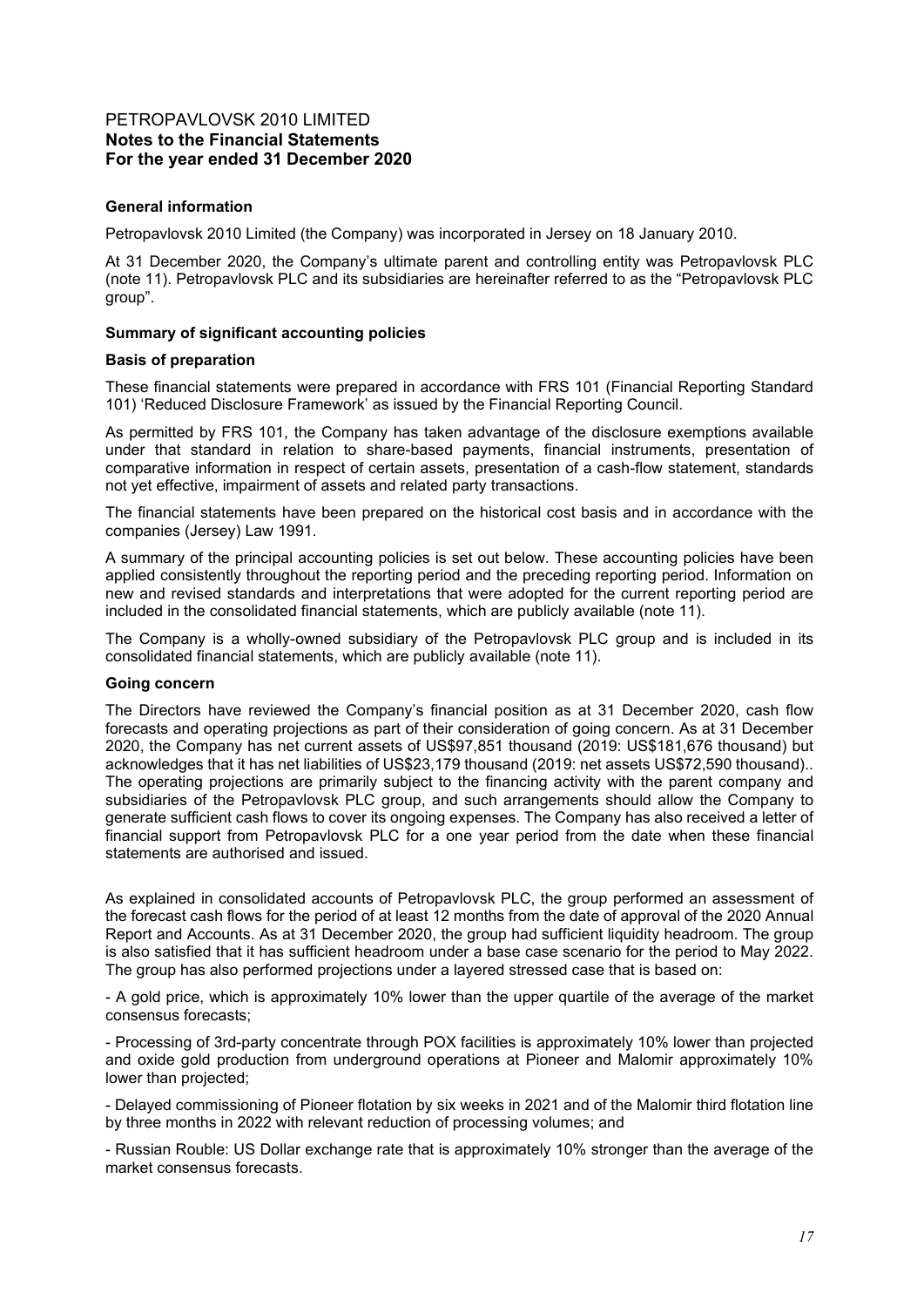# PETROPAVLOVSK 2010 LIMITED
## Notes to the Financial Statements
## For the year ended 31 December 2020

### General information

Petropavlovsk 2010 Limited (the Company) was incorporated in Jersey on 18 January 2010.

At 31 December 2020, the Company's ultimate parent and controlling entity was Petropavlovsk PLC (note 11). Petropavlovsk PLC and its subsidiaries are hereinafter referred to as the "Petropavlovsk PLC group".

### Summary of significant accounting policies

#### Basis of preparation

These financial statements were prepared in accordance with FRS 101 (Financial Reporting Standard 101) 'Reduced Disclosure Framework' as issued by the Financial Reporting Council.

As permitted by FRS 101, the Company has taken advantage of the disclosure exemptions available under that standard in relation to share-based payments, financial instruments, presentation of comparative information in respect of certain assets, presentation of a cash-flow statement, standards not yet effective, impairment of assets and related party transactions.

The financial statements have been prepared on the historical cost basis and in accordance with the companies (Jersey) Law 1991.

A summary of the principal accounting policies is set out below. These accounting policies have been applied consistently throughout the reporting period and the preceding reporting period. Information on new and revised standards and interpretations that were adopted for the current reporting period are included in the consolidated financial statements, which are publicly available (note 11).

The Company is a wholly-owned subsidiary of the Petropavlovsk PLC group and is included in its consolidated financial statements, which are publicly available (note 11).

#### Going concern

The Directors have reviewed the Company's financial position as at 31 December 2020, cash flow forecasts and operating projections as part of their consideration of going concern. As at 31 December 2020, the Company has net current assets of US$97,851 thousand (2019: US$181,676 thousand) but acknowledges that it has net liabilities of US$23,179 thousand (2019: net assets US$72,590 thousand).. The operating projections are primarily subject to the financing activity with the parent company and subsidiaries of the Petropavlovsk PLC group, and such arrangements should allow the Company to generate sufficient cash flows to cover its ongoing expenses. The Company has also received a letter of financial support from Petropavlovsk PLC for a one year period from the date when these financial statements are authorised and issued.

As explained in consolidated accounts of Petropavlovsk PLC, the group performed an assessment of the forecast cash flows for the period of at least 12 months from the date of approval of the 2020 Annual Report and Accounts. As at 31 December 2020, the group had sufficient liquidity headroom. The group is also satisfied that it has sufficient headroom under a base case scenario for the period to May 2022. The group has also performed projections under a layered stressed case that is based on:

- A gold price, which is approximately 10% lower than the upper quartile of the average of the market consensus forecasts;

- Processing of 3rd-party concentrate through POX facilities is approximately 10% lower than projected and oxide gold production from underground operations at Pioneer and Malomir approximately 10% lower than projected;

- Delayed commissioning of Pioneer flotation by six weeks in 2021 and of the Malomir third flotation line by three months in 2022 with relevant reduction of processing volumes; and

- Russian Rouble: US Dollar exchange rate that is approximately 10% stronger than the average of the market consensus forecasts.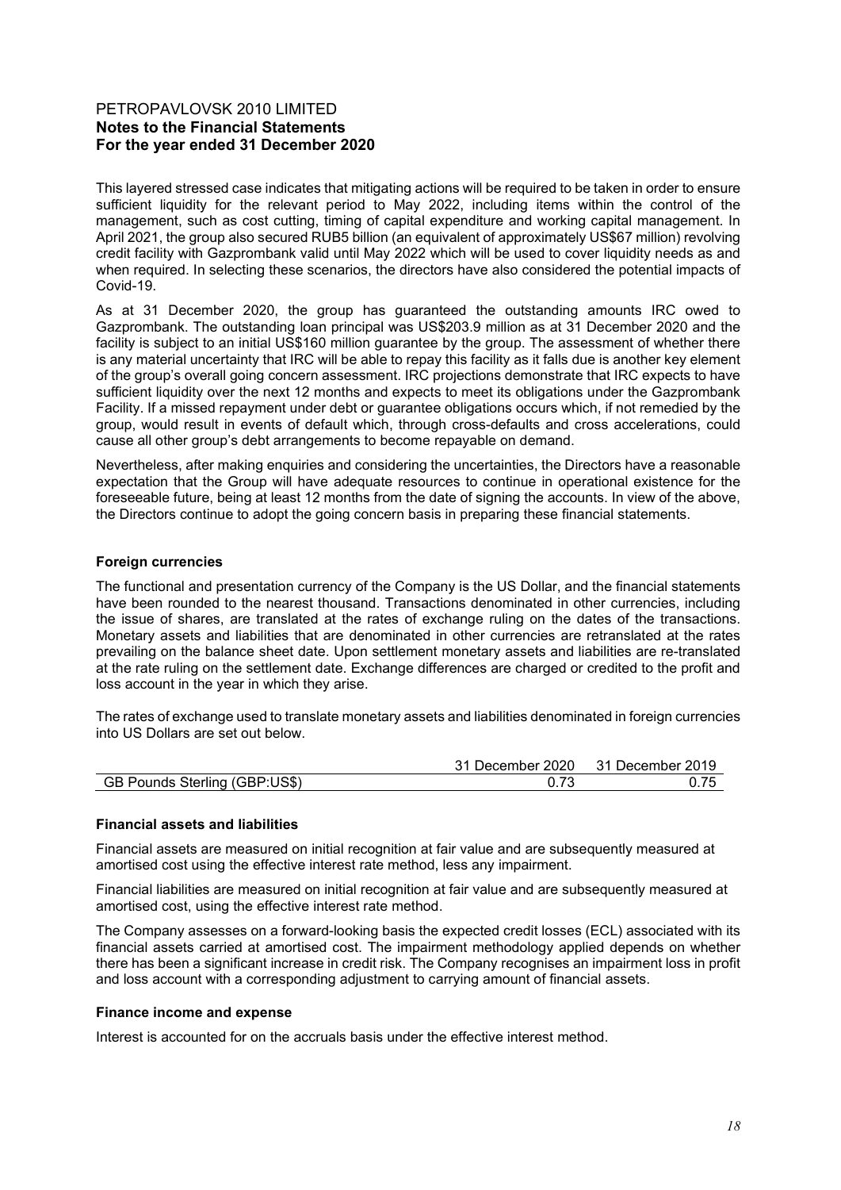This layered stressed case indicates that mitigating actions will be required to be taken in order to ensure sufficient liquidity for the relevant period to May 2022, including items within the control of the management, such as cost cutting, timing of capital expenditure and working capital management. In April 2021, the group also secured RUB5 billion (an equivalent of approximately US$67 million) revolving credit facility with Gazprombank valid until May 2022 which will be used to cover liquidity needs as and when required. In selecting these scenarios, the directors have also considered the potential impacts of Covid-19.

As at 31 December 2020, the group has guaranteed the outstanding amounts IRC owed to Gazprombank. The outstanding loan principal was US$203.9 million as at 31 December 2020 and the facility is subject to an initial US$160 million guarantee by the group. The assessment of whether there is any material uncertainty that IRC will be able to repay this facility as it falls due is another key element of the group's overall going concern assessment. IRC projections demonstrate that IRC expects to have sufficient liquidity over the next 12 months and expects to meet its obligations under the Gazprombank Facility. If a missed repayment under debt or guarantee obligations occurs which, if not remedied by the group, would result in events of default which, through cross-defaults and cross accelerations, could cause all other group's debt arrangements to become repayable on demand.

Nevertheless, after making enquiries and considering the uncertainties, the Directors have a reasonable expectation that the Group will have adequate resources to continue in operational existence for the foreseeable future, being at least 12 months from the date of signing the accounts. In view of the above, the Directors continue to adopt the going concern basis in preparing these financial statements.

**Foreign currencies**

The functional and presentation currency of the Company is the US Dollar, and the financial statements have been rounded to the nearest thousand. Transactions denominated in other currencies, including the issue of shares, are translated at the rates of exchange ruling on the dates of the transactions. Monetary assets and liabilities that are denominated in other currencies are retranslated at the rates prevailing on the balance sheet date. Upon settlement monetary assets and liabilities are re-translated at the rate ruling on the settlement date. Exchange differences are charged or credited to the profit and loss account in the year in which they arise.

The rates of exchange used to translate monetary assets and liabilities denominated in foreign currencies into US Dollars are set out below.

| | 31 December 2020 | 31 December 2019 |
|---|---|---|
| GB Pounds Sterling (GBP:US$) | 0.73 | 0.75 |

**Financial assets and liabilities**

Financial assets are measured on initial recognition at fair value and are subsequently measured at amortised cost using the effective interest rate method, less any impairment.

Financial liabilities are measured on initial recognition at fair value and are subsequently measured at amortised cost, using the effective interest rate method.

The Company assesses on a forward-looking basis the expected credit losses (ECL) associated with its financial assets carried at amortised cost. The impairment methodology applied depends on whether there has been a significant increase in credit risk. The Company recognises an impairment loss in profit and loss account with a corresponding adjustment to carrying amount of financial assets.

**Finance income and expense**

Interest is accounted for on the accruals basis under the effective interest method.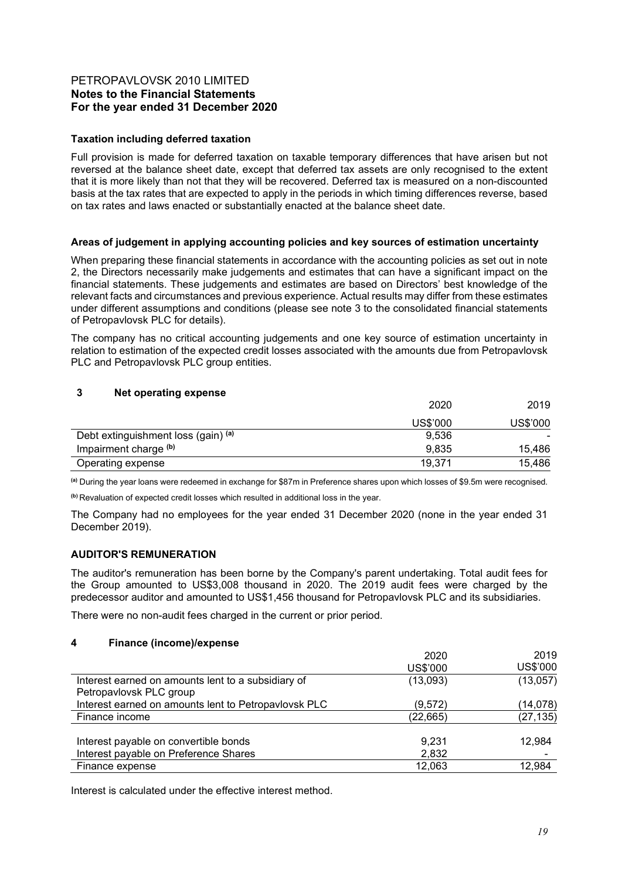### Taxation including deferred taxation

Full provision is made for deferred taxation on taxable temporary differences that have arisen but not reversed at the balance sheet date, except that deferred tax assets are only recognised to the extent that it is more likely than not that they will be recovered. Deferred tax is measured on a non-discounted basis at the tax rates that are expected to apply in the periods in which timing differences reverse, based on tax rates and laws enacted or substantially enacted at the balance sheet date.

### Areas of judgement in applying accounting policies and key sources of estimation uncertainty

When preparing these financial statements in accordance with the accounting policies as set out in note 2, the Directors necessarily make judgements and estimates that can have a significant impact on the financial statements. These judgements and estimates are based on Directors' best knowledge of the relevant facts and circumstances and previous experience. Actual results may differ from these estimates under different assumptions and conditions (please see note 3 to the consolidated financial statements of Petropavlovsk PLC for details).

The company has no critical accounting judgements and one key source of estimation uncertainty in relation to estimation of the expected credit losses associated with the amounts due from Petropavlovsk PLC and Petropavlovsk PLC group entities.

## 3 Net operating expense

| | 2020 | 2019 |
|---|---|---|
| | US$'000 | US$'000 |
| Debt extinguishment loss (gain) [(a)] | 9,536 | - |
| Impairment charge [(b)] | 9,835 | 15,486 |
| Operating expense | 19,371 | 15,486 |

[(a)] During the year loans were redeemed in exchange for $87m in Preference shares upon which losses of $9.5m were recognised.

[(b)] Revaluation of expected credit losses which resulted in additional loss in the year.

The Company had no employees for the year ended 31 December 2020 (none in the year ended 31 December 2019).

### AUDITOR'S REMUNERATION

The auditor's remuneration has been borne by the Company's parent undertaking. Total audit fees for the Group amounted to US$3,008 thousand in 2020. The 2019 audit fees were charged by the predecessor auditor and amounted to US$1,456 thousand for Petropavlovsk PLC and its subsidiaries.

There were no non-audit fees charged in the current or prior period.

## 4 Finance (income)/expense

| | 2020 | 2019 |
|---|---|---|
| | US$'000 | US$'000 |
| Interest earned on amounts lent to a subsidiary of Petropavlovsk PLC group | (13,093) | (13,057) |
| Interest earned on amounts lent to Petropavlovsk PLC | (9,572) | (14,078) |
| Finance income | (22,665) | (27,135) |
| | | |
| Interest payable on convertible bonds | 9,231 | 12,984 |
| Interest payable on Preference Shares | 2,832 | - |
| Finance expense | 12,063 | 12,984 |

Interest is calculated under the effective interest method.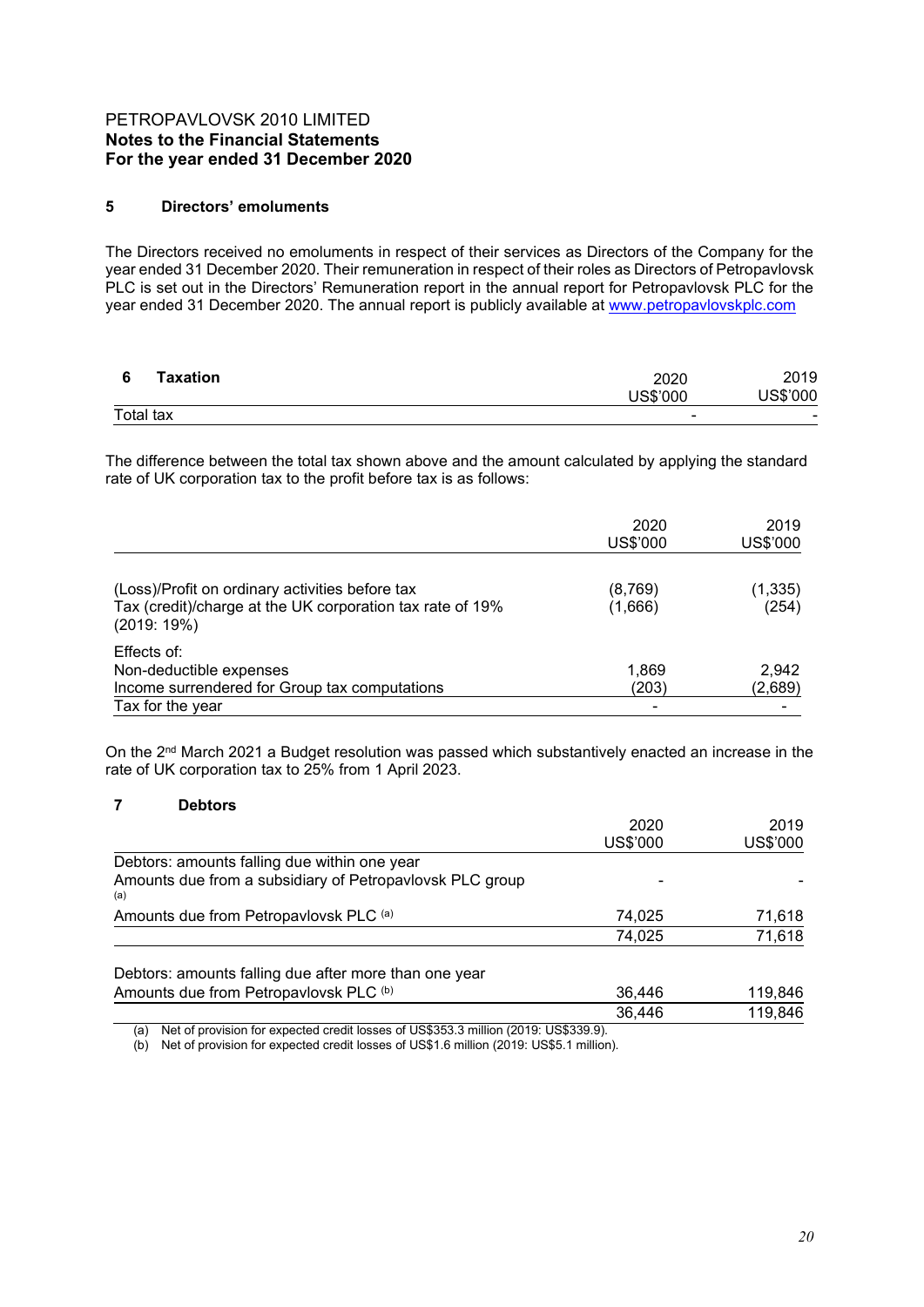PETROPAVLOVSK 2010 LIMITED
**Notes to the Financial Statements**
**For the year ended 31 December 2020**

## 5 Directors' emoluments

The Directors received no emoluments in respect of their services as Directors of the Company for the year ended 31 December 2020. Their remuneration in respect of their roles as Directors of Petropavlovsk PLC is set out in the Directors' Remuneration report in the annual report for Petropavlovsk PLC for the year ended 31 December 2020. The annual report is publicly available at www.petropavlovskplc.com

## 6 Taxation

| | 2020<br>US$'000 | 2019<br>US$'000 |
|---|---|---|
| Total tax | - | - |

The difference between the total tax shown above and the amount calculated by applying the standard rate of UK corporation tax to the profit before tax is as follows:

| | 2020<br>US$'000 | 2019<br>US$'000 |
|---|---|---|
| (Loss)/Profit on ordinary activities before tax | (8,769) | (1,335) |
| Tax (credit)/charge at the UK corporation tax rate of 19% (2019: 19%) | (1,666) | (254) |
| Effects of: | | |
| Non-deductible expenses | 1,869 | 2,942 |
| Income surrendered for Group tax computations | (203) | (2,689) |
| Tax for the year | - | - |

On the 2nd March 2021 a Budget resolution was passed which substantively enacted an increase in the rate of UK corporation tax to 25% from 1 April 2023.

## 7 Debtors

| | 2020<br>US$'000 | 2019<br>US$'000 |
|---|---|---|
| Debtors: amounts falling due within one year | | |
| Amounts due from a subsidiary of Petropavlovsk PLC group (a) | - | - |
| Amounts due from Petropavlovsk PLC (a) | 74,025 | 71,618 |
| | 74,025 | 71,618 |
| Debtors: amounts falling due after more than one year | | |
| Amounts due from Petropavlovsk PLC (b) | 36,446 | 119,846 |
| | 36,446 | 119,846 |

(a) Net of provision for expected credit losses of US$353.3 million (2019: US$339.9).
(b) Net of provision for expected credit losses of US$1.6 million (2019: US$5.1 million).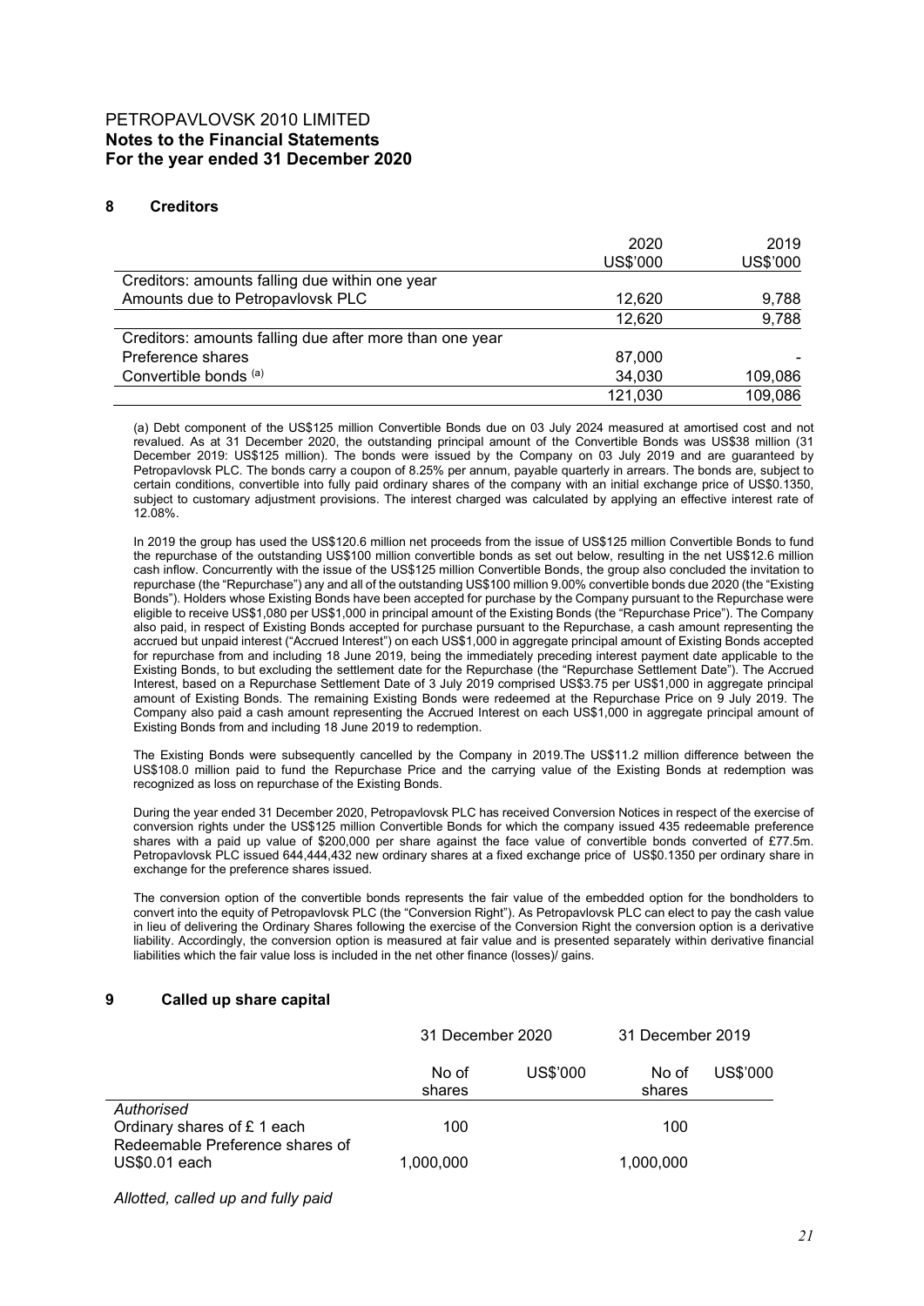# PETROPAVLOVSK 2010 LIMITED
**Notes to the Financial Statements**
**For the year ended 31 December 2020**

## 8 Creditors

| | 2020 | 2019 |
|---|---|---|
| | US$'000 | US$'000 |
| Creditors: amounts falling due within one year | | |
| Amounts due to Petropavlovsk PLC | 12,620 | 9,788 |
| | 12,620 | 9,788 |
| Creditors: amounts falling due after more than one year | | |
| Preference shares | 87,000 | - |
| Convertible bonds [(a)] | 34,030 | 109,086 |
| | 121,030 | 109,086 |

(a) Debt component of the US$125 million Convertible Bonds due on 03 July 2024 measured at amortised cost and not revalued. As at 31 December 2020, the outstanding principal amount of the Convertible Bonds was US$38 million (31 December 2019: US$125 million). The bonds were issued by the Company on 03 July 2019 and are guaranteed by Petropavlovsk PLC. The bonds carry a coupon of 8.25% per annum, payable quarterly in arrears. The bonds are, subject to certain conditions, convertible into fully paid ordinary shares of the company with an initial exchange price of US$0.1350, subject to customary adjustment provisions. The interest charged was calculated by applying an effective interest rate of 12.08%.

In 2019 the group has used the US$120.6 million net proceeds from the issue of US$125 million Convertible Bonds to fund the repurchase of the outstanding US$100 million convertible bonds as set out below, resulting in the net US$12.6 million cash inflow. Concurrently with the issue of the US$125 million Convertible Bonds, the group also concluded the invitation to repurchase (the "Repurchase") any and all of the outstanding US$100 million 9.00% convertible bonds due 2020 (the "Existing Bonds"). Holders whose Existing Bonds have been accepted for purchase by the Company pursuant to the Repurchase were eligible to receive US$1,080 per US$1,000 in principal amount of the Existing Bonds (the "Repurchase Price"). The Company also paid, in respect of Existing Bonds accepted for purchase pursuant to the Repurchase, a cash amount representing the accrued but unpaid interest ("Accrued Interest") on each US$1,000 in aggregate principal amount of Existing Bonds accepted for repurchase from and including 18 June 2019, being the immediately preceding interest payment date applicable to the Existing Bonds, to but excluding the settlement date for the Repurchase (the "Repurchase Settlement Date"). The Accrued Interest, based on a Repurchase Settlement Date of 3 July 2019 comprised US$3.75 per US$1,000 in aggregate principal amount of Existing Bonds. The remaining Existing Bonds were redeemed at the Repurchase Price on 9 July 2019. The Company also paid a cash amount representing the Accrued Interest on each US$1,000 in aggregate principal amount of Existing Bonds from and including 18 June 2019 to redemption.

The Existing Bonds were subsequently cancelled by the Company in 2019.The US$11.2 million difference between the US$108.0 million paid to fund the Repurchase Price and the carrying value of the Existing Bonds at redemption was recognized as loss on repurchase of the Existing Bonds.

During the year ended 31 December 2020, Petropavlovsk PLC has received Conversion Notices in respect of the exercise of conversion rights under the US$125 million Convertible Bonds for which the company issued 435 redeemable preference shares with a paid up value of $200,000 per share against the face value of convertible bonds converted of £77.5m. Petropavlovsk PLC issued 644,444,432 new ordinary shares at a fixed exchange price of US$0.1350 per ordinary share in exchange for the preference shares issued.

The conversion option of the convertible bonds represents the fair value of the embedded option for the bondholders to convert into the equity of Petropavlovsk PLC (the "Conversion Right"). As Petropavlovsk PLC can elect to pay the cash value in lieu of delivering the Ordinary Shares following the exercise of the Conversion Right the conversion option is a derivative liability. Accordingly, the conversion option is measured at fair value and is presented separately within derivative financial liabilities which the fair value loss is included in the net other finance (losses)/ gains.

## 9 Called up share capital

| | 31 December 2020 | | 31 December 2019 | |
|---|---|---|---|---|
| | No of shares | US$'000 | No of shares | US$'000 |
| *Authorised* | | | | |
| Ordinary shares of £ 1 each | 100 | | 100 | |
| Redeemable Preference shares of US$0.01 each | 1,000,000 | | 1,000,000 | |

*Allotted, called up and fully paid*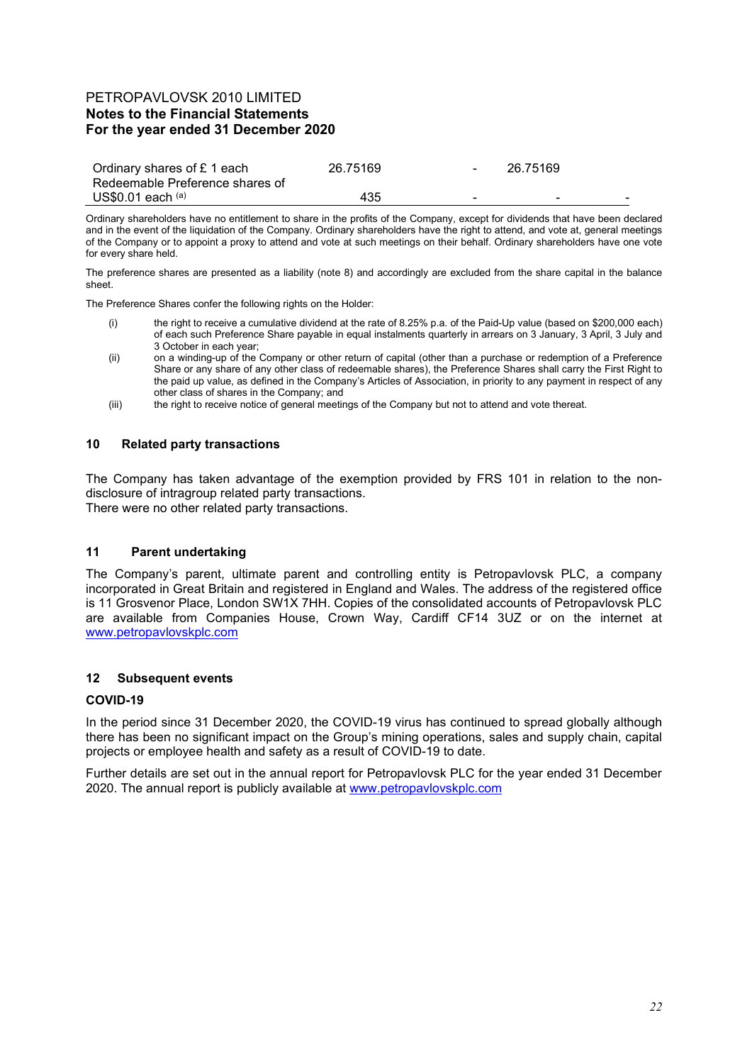| | | | | |
|---|---|---|---|---|
| Ordinary shares of £ 1 each | 26.75169 | - | 26.75169 | |
| Redeemable Preference shares of US$0.01 each [(a)] | 435 | - | - | - |

Ordinary shareholders have no entitlement to share in the profits of the Company, except for dividends that have been declared and in the event of the liquidation of the Company. Ordinary shareholders have the right to attend, and vote at, general meetings of the Company or to appoint a proxy to attend and vote at such meetings on their behalf. Ordinary shareholders have one vote for every share held.

The preference shares are presented as a liability (note 8) and accordingly are excluded from the share capital in the balance sheet.

The Preference Shares confer the following rights on the Holder:

(i) the right to receive a cumulative dividend at the rate of 8.25% p.a. of the Paid-Up value (based on $200,000 each) of each such Preference Share payable in equal instalments quarterly in arrears on 3 January, 3 April, 3 July and 3 October in each year;

(ii) on a winding-up of the Company or other return of capital (other than a purchase or redemption of a Preference Share or any share of any other class of redeemable shares), the Preference Shares shall carry the First Right to the paid up value, as defined in the Company's Articles of Association, in priority to any payment in respect of any other class of shares in the Company; and

(iii) the right to receive notice of general meetings of the Company but not to attend and vote thereat.

## 10 Related party transactions

The Company has taken advantage of the exemption provided by FRS 101 in relation to the non-disclosure of intragroup related party transactions.
There were no other related party transactions.

## 11 Parent undertaking

The Company's parent, ultimate parent and controlling entity is Petropavlovsk PLC, a company incorporated in Great Britain and registered in England and Wales. The address of the registered office is 11 Grosvenor Place, London SW1X 7HH. Copies of the consolidated accounts of Petropavlovsk PLC are available from Companies House, Crown Way, Cardiff CF14 3UZ or on the internet at www.petropavlovskplc.com

## 12 Subsequent events

### COVID-19

In the period since 31 December 2020, the COVID-19 virus has continued to spread globally although there has been no significant impact on the Group's mining operations, sales and supply chain, capital projects or employee health and safety as a result of COVID-19 to date.

Further details are set out in the annual report for Petropavlovsk PLC for the year ended 31 December 2020. The annual report is publicly available at www.petropavlovskplc.com